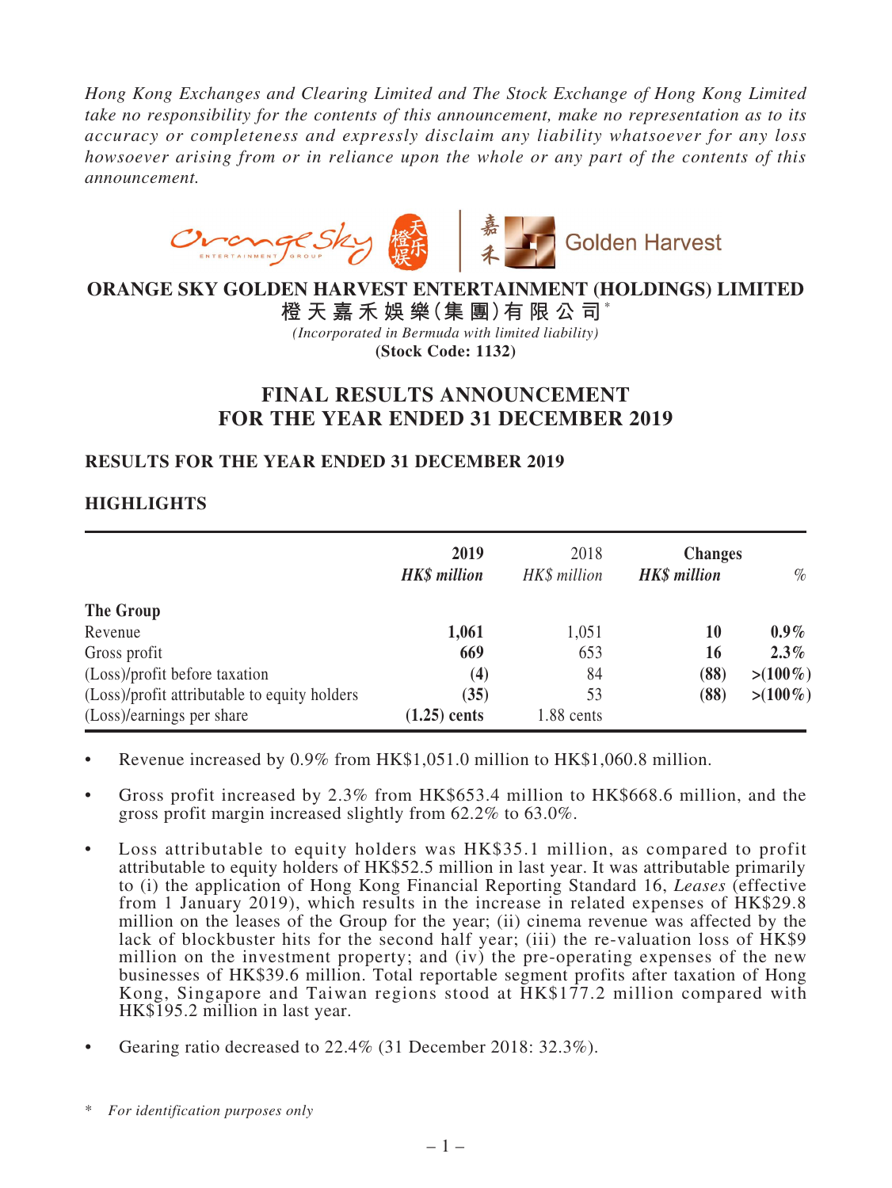*Hong Kong Exchanges and Clearing Limited and The Stock Exchange of Hong Kong Limited take no responsibility for the contents of this announcement, make no representation as to its accuracy or completeness and expressly disclaim any liability whatsoever for any loss howsoever arising from or in reliance upon the whole or any part of the contents of this announcement.*

# ORANGE SKY GOLDEN HARVEST ENTERTAINMENT (HOLDINGS) LIMITED

**橙天嘉禾娛樂(集團)有限公司***

*(Incorporated in Bermuda with limited liability)*

**(Stock Code: 1132)**

# FINAL RESULTS ANNOUNCEMENT FOR THE YEAR ENDED 31 DECEMBER 2019

## RESULTS FOR THE YEAR ENDED 31 DECEMBER 2019

## HIGHLIGHTS

| | 2019 | 2018 | Changes | |
|---|---|---|---|---|
| | *HK$ million* | *HK$ million* | *HK$ million* | *%* |
| **The Group** | | | | |
| Revenue | **1,061** | 1,051 | **10** | **0.9%** |
| Gross profit | **669** | 653 | **16** | **2.3%** |
| (Loss)/profit before taxation | **(4)** | 84 | **(88)** | **>(100%)** |
| (Loss)/profit attributable to equity holders | **(35)** | 53 | **(88)** | **>(100%)** |
| (Loss)/earnings per share | **(1.25) cents** | 1.88 cents | | |

- Revenue increased by 0.9% from HK$1,051.0 million to HK$1,060.8 million.
- Gross profit increased by 2.3% from HK$653.4 million to HK$668.6 million, and the gross profit margin increased slightly from 62.2% to 63.0%.
- Loss attributable to equity holders was HK$35.1 million, as compared to profit attributable to equity holders of HK$52.5 million in last year. It was attributable primarily to (i) the application of Hong Kong Financial Reporting Standard 16, *Leases* (effective from 1 January 2019), which results in the increase in related expenses of HK$29.8 million on the leases of the Group for the year; (ii) cinema revenue was affected by the lack of blockbuster hits for the second half year; (iii) the re-valuation loss of HK$9 million on the investment property; and (iv) the pre-operating expenses of the new businesses of HK$39.6 million. Total reportable segment profits after taxation of Hong Kong, Singapore and Taiwan regions stood at HK$177.2 million compared with HK$195.2 million in last year.
- Gearing ratio decreased to 22.4% (31 December 2018: 32.3%).

\* *For identification purposes only*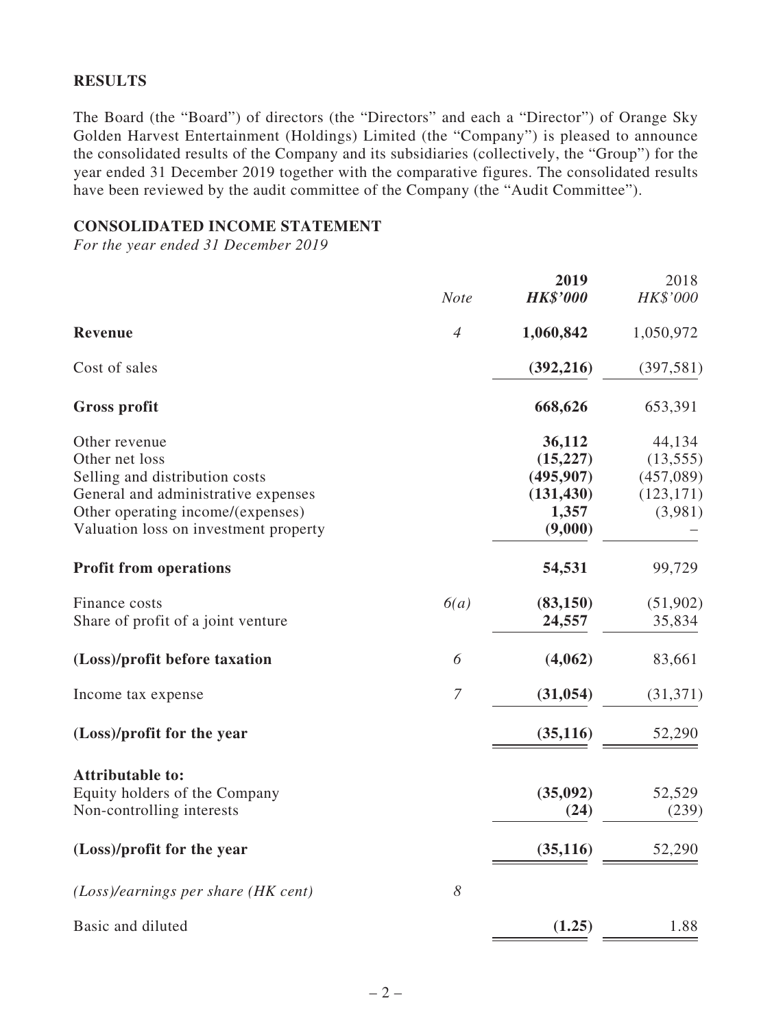## RESULTS

The Board (the "Board") of directors (the "Directors" and each a "Director") of Orange Sky Golden Harvest Entertainment (Holdings) Limited (the "Company") is pleased to announce the consolidated results of the Company and its subsidiaries (collectively, the "Group") for the year ended 31 December 2019 together with the comparative figures. The consolidated results have been reviewed by the audit committee of the Company (the "Audit Committee").

## CONSOLIDATED INCOME STATEMENT

*For the year ended 31 December 2019*

| | *Note* | **2019** **HK$'000** | 2018 HK$'000 |
|---|---|---|---|
| **Revenue** | *4* | **1,060,842** | 1,050,972 |
| Cost of sales | | **(392,216)** | (397,581) |
| **Gross profit** | | **668,626** | 653,391 |
| Other revenue | | **36,112** | 44,134 |
| Other net loss | | **(15,227)** | (13,555) |
| Selling and distribution costs | | **(495,907)** | (457,089) |
| General and administrative expenses | | **(131,430)** | (123,171) |
| Other operating income/(expenses) | | **1,357** | (3,981) |
| Valuation loss on investment property | | **(9,000)** | – |
| **Profit from operations** | | **54,531** | 99,729 |
| Finance costs | *6(a)* | **(83,150)** | (51,902) |
| Share of profit of a joint venture | | **24,557** | 35,834 |
| **(Loss)/profit before taxation** | *6* | **(4,062)** | 83,661 |
| Income tax expense | *7* | **(31,054)** | (31,371) |
| **(Loss)/profit for the year** | | **(35,116)** | 52,290 |
| **Attributable to:** | | | |
| Equity holders of the Company | | **(35,092)** | 52,529 |
| Non-controlling interests | | **(24)** | (239) |
| **(Loss)/profit for the year** | | **(35,116)** | 52,290 |
| *(Loss)/earnings per share (HK cent)* | *8* | | |
| Basic and diluted | | **(1.25)** | 1.88 |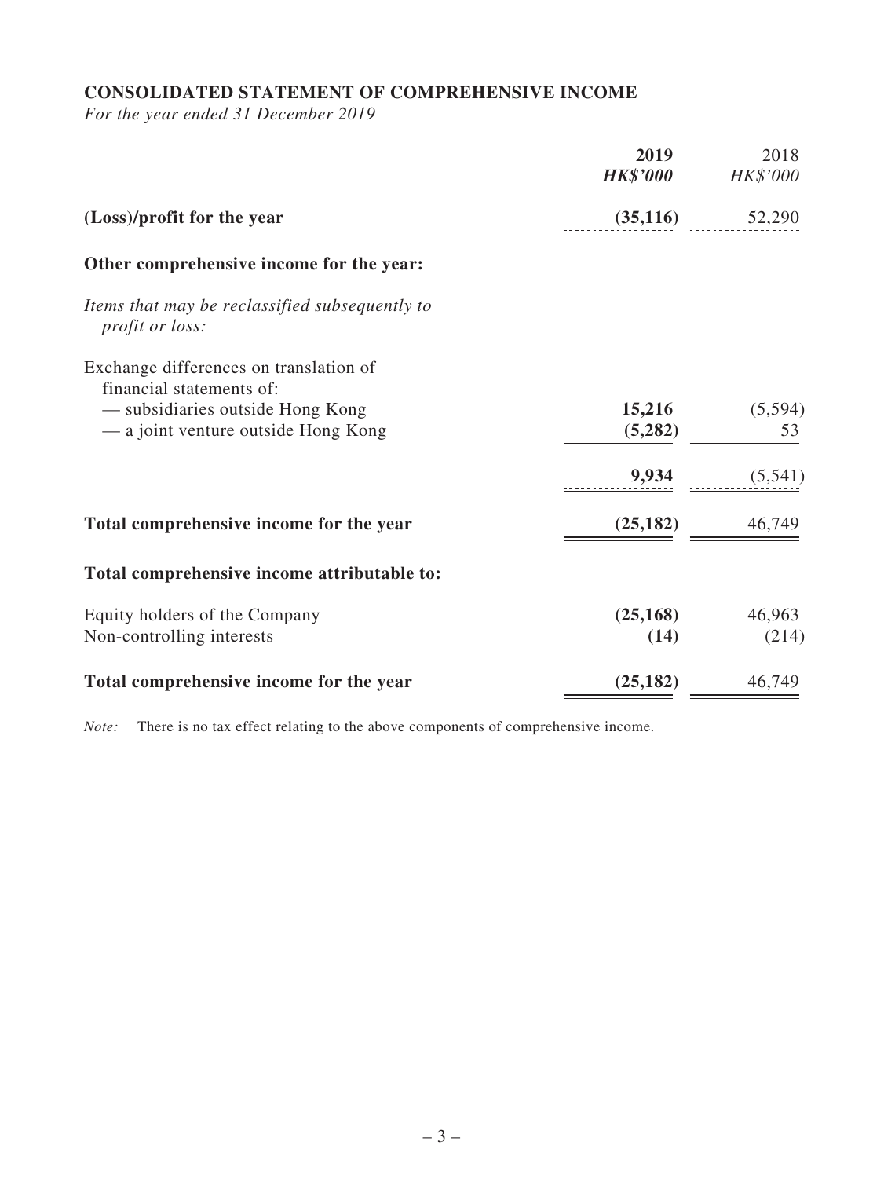## CONSOLIDATED STATEMENT OF COMPREHENSIVE INCOME

*For the year ended 31 December 2019*

| | 2019 | 2018 |
|---|---|---|
| | ***HK$'000*** | *HK$'000* |
| **(Loss)/profit for the year** | **(35,116)** | 52,290 |
| **Other comprehensive income for the year:** | | |
| *Items that may be reclassified subsequently to profit or loss:* | | |
| Exchange differences on translation of financial statements of: | | |
| — subsidiaries outside Hong Kong | **15,216** | (5,594) |
| — a joint venture outside Hong Kong | **(5,282)** | 53 |
| | **9,934** | (5,541) |
| **Total comprehensive income for the year** | **(25,182)** | 46,749 |
| **Total comprehensive income attributable to:** | | |
| Equity holders of the Company | **(25,168)** | 46,963 |
| Non-controlling interests | **(14)** | (214) |
| **Total comprehensive income for the year** | **(25,182)** | 46,749 |

*Note:* There is no tax effect relating to the above components of comprehensive income.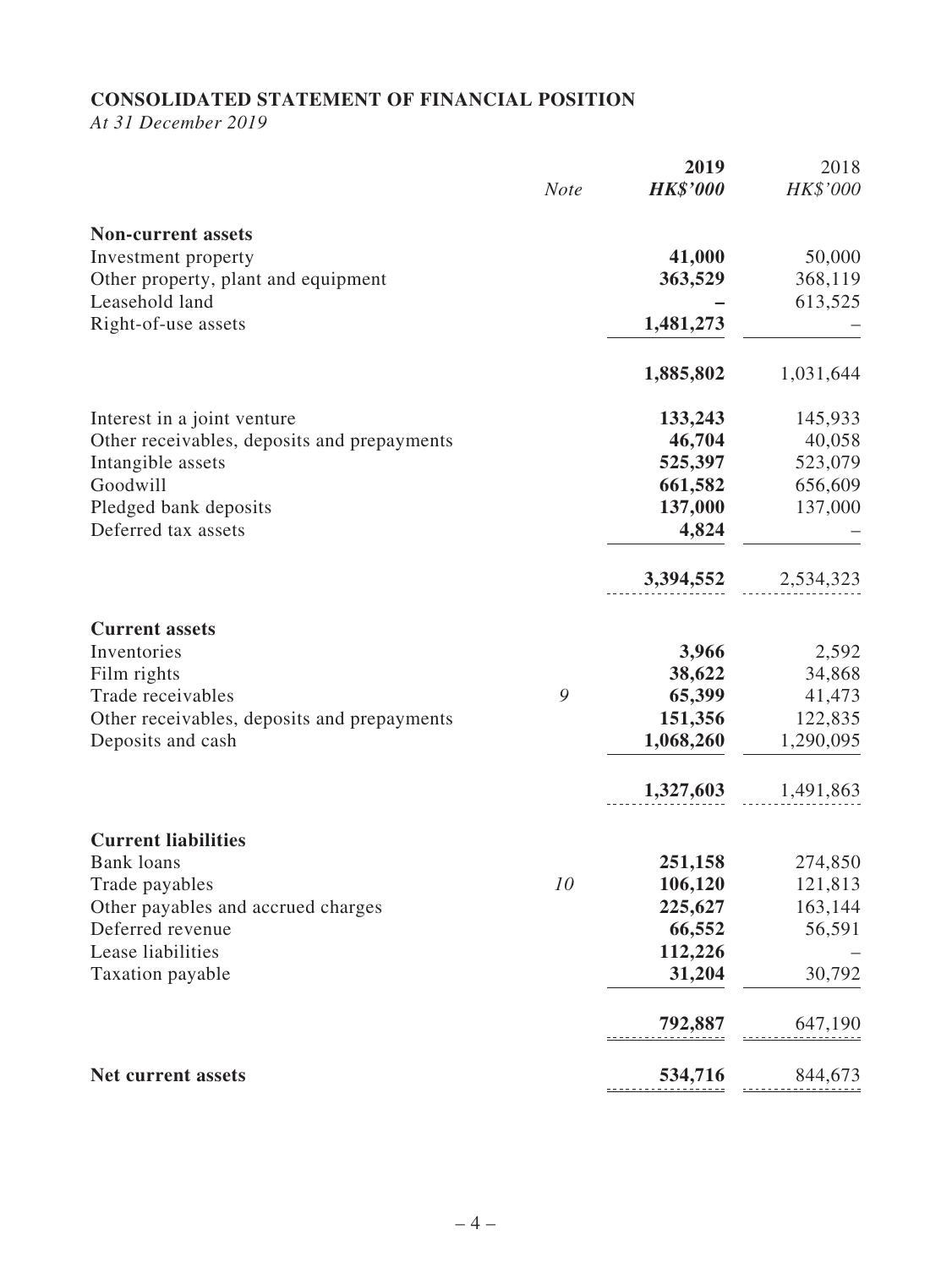# CONSOLIDATED STATEMENT OF FINANCIAL POSITION

*At 31 December 2019*

| | *Note* | **2019** | 2018 |
|---|---|---|---|
| | | ***HK$'000*** | *HK$'000* |
| **Non-current assets** | | | |
| Investment property | | **41,000** | 50,000 |
| Other property, plant and equipment | | **363,529** | 368,119 |
| Leasehold land | | **–** | 613,525 |
| Right-of-use assets | | **1,481,273** | – |
| | | **1,885,802** | 1,031,644 |
| Interest in a joint venture | | **133,243** | 145,933 |
| Other receivables, deposits and prepayments | | **46,704** | 40,058 |
| Intangible assets | | **525,397** | 523,079 |
| Goodwill | | **661,582** | 656,609 |
| Pledged bank deposits | | **137,000** | 137,000 |
| Deferred tax assets | | **4,824** | – |
| | | **3,394,552** | 2,534,323 |
| **Current assets** | | | |
| Inventories | | **3,966** | 2,592 |
| Film rights | | **38,622** | 34,868 |
| Trade receivables | *9* | **65,399** | 41,473 |
| Other receivables, deposits and prepayments | | **151,356** | 122,835 |
| Deposits and cash | | **1,068,260** | 1,290,095 |
| | | **1,327,603** | 1,491,863 |
| **Current liabilities** | | | |
| Bank loans | | **251,158** | 274,850 |
| Trade payables | *10* | **106,120** | 121,813 |
| Other payables and accrued charges | | **225,627** | 163,144 |
| Deferred revenue | | **66,552** | 56,591 |
| Lease liabilities | | **112,226** | – |
| Taxation payable | | **31,204** | 30,792 |
| | | **792,887** | 647,190 |
| **Net current assets** | | **534,716** | 844,673 |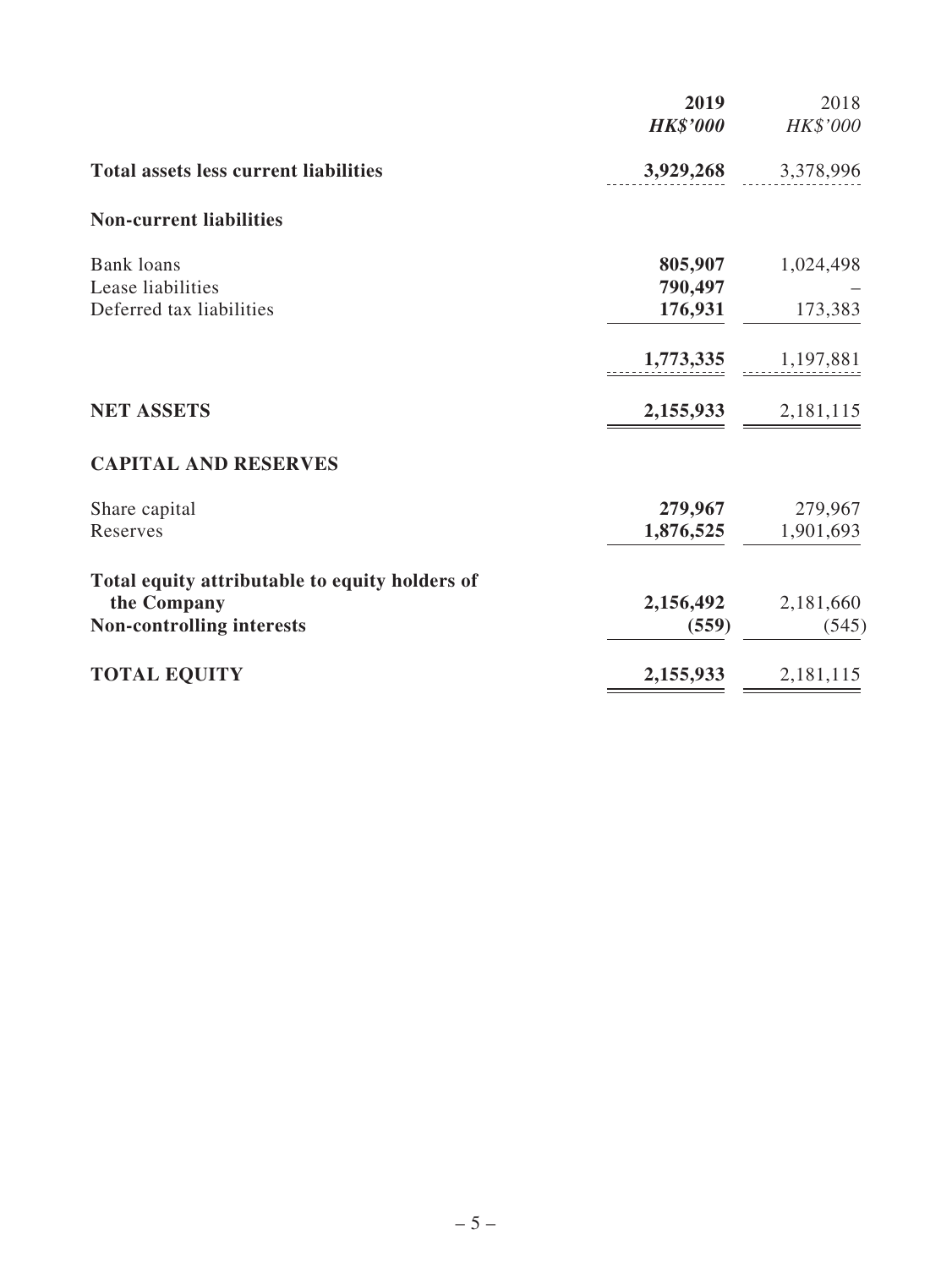| | 2019 | 2018 |
|---|---|---|
| | ***HK$'000*** | *HK$'000* |
| **Total assets less current liabilities** | **3,929,268** | 3,378,996 |
| **Non-current liabilities** | | |
| Bank loans | **805,907** | 1,024,498 |
| Lease liabilities | **790,497** | – |
| Deferred tax liabilities | **176,931** | 173,383 |
| | **1,773,335** | 1,197,881 |
| **NET ASSETS** | **2,155,933** | 2,181,115 |
| **CAPITAL AND RESERVES** | | |
| Share capital | **279,967** | 279,967 |
| Reserves | **1,876,525** | 1,901,693 |
| **Total equity attributable to equity holders of the Company** | **2,156,492** | 2,181,660 |
| **Non-controlling interests** | **(559)** | (545) |
| **TOTAL EQUITY** | **2,155,933** | 2,181,115 |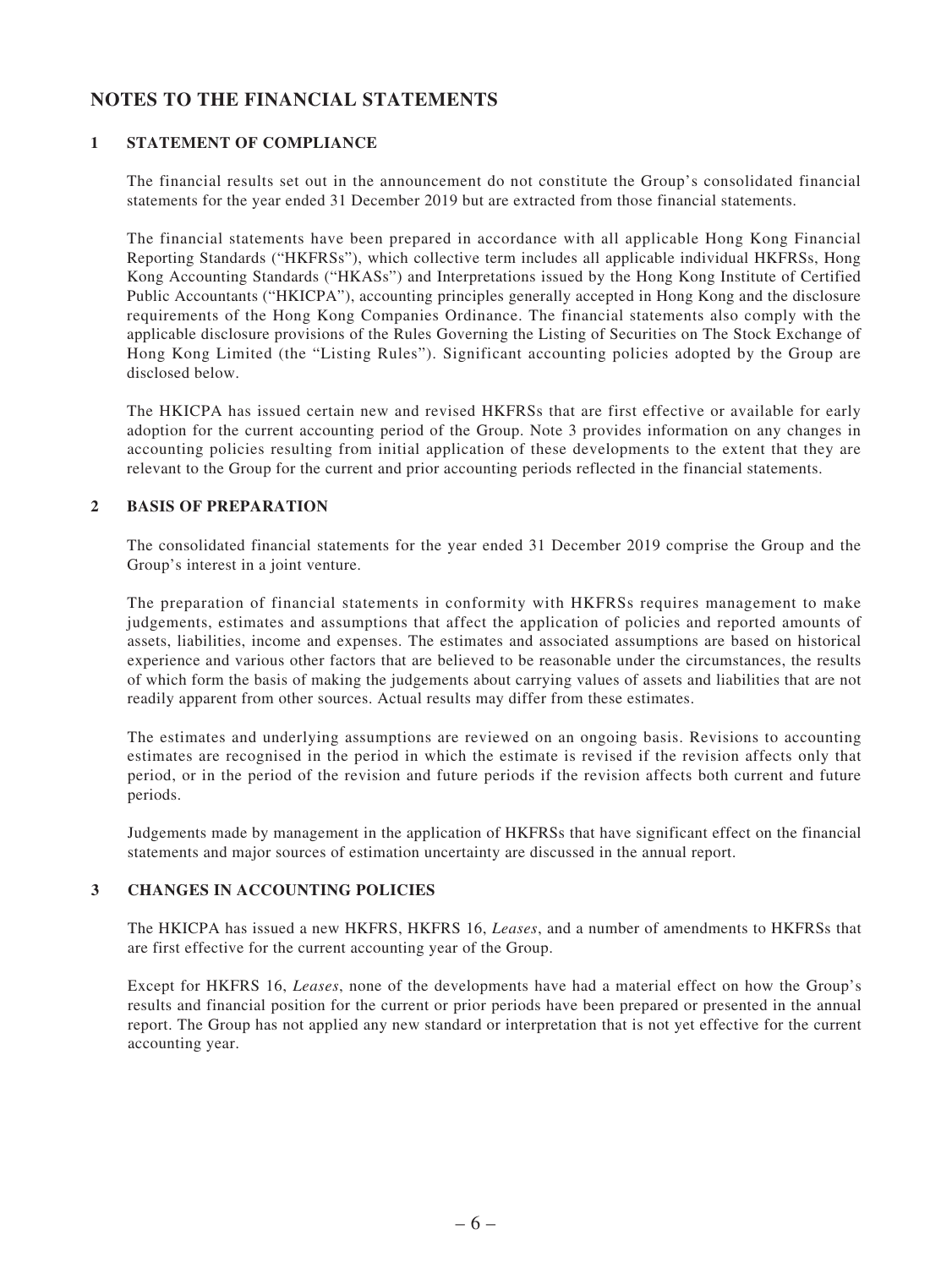# NOTES TO THE FINANCIAL STATEMENTS

## 1 STATEMENT OF COMPLIANCE

The financial results set out in the announcement do not constitute the Group's consolidated financial statements for the year ended 31 December 2019 but are extracted from those financial statements.

The financial statements have been prepared in accordance with all applicable Hong Kong Financial Reporting Standards ("HKFRSs"), which collective term includes all applicable individual HKFRSs, Hong Kong Accounting Standards ("HKASs") and Interpretations issued by the Hong Kong Institute of Certified Public Accountants ("HKICPA"), accounting principles generally accepted in Hong Kong and the disclosure requirements of the Hong Kong Companies Ordinance. The financial statements also comply with the applicable disclosure provisions of the Rules Governing the Listing of Securities on The Stock Exchange of Hong Kong Limited (the "Listing Rules"). Significant accounting policies adopted by the Group are disclosed below.

The HKICPA has issued certain new and revised HKFRSs that are first effective or available for early adoption for the current accounting period of the Group. Note 3 provides information on any changes in accounting policies resulting from initial application of these developments to the extent that they are relevant to the Group for the current and prior accounting periods reflected in the financial statements.

## 2 BASIS OF PREPARATION

The consolidated financial statements for the year ended 31 December 2019 comprise the Group and the Group's interest in a joint venture.

The preparation of financial statements in conformity with HKFRSs requires management to make judgements, estimates and assumptions that affect the application of policies and reported amounts of assets, liabilities, income and expenses. The estimates and associated assumptions are based on historical experience and various other factors that are believed to be reasonable under the circumstances, the results of which form the basis of making the judgements about carrying values of assets and liabilities that are not readily apparent from other sources. Actual results may differ from these estimates.

The estimates and underlying assumptions are reviewed on an ongoing basis. Revisions to accounting estimates are recognised in the period in which the estimate is revised if the revision affects only that period, or in the period of the revision and future periods if the revision affects both current and future periods.

Judgements made by management in the application of HKFRSs that have significant effect on the financial statements and major sources of estimation uncertainty are discussed in the annual report.

## 3 CHANGES IN ACCOUNTING POLICIES

The HKICPA has issued a new HKFRS, HKFRS 16, *Leases*, and a number of amendments to HKFRSs that are first effective for the current accounting year of the Group.

Except for HKFRS 16, *Leases*, none of the developments have had a material effect on how the Group's results and financial position for the current or prior periods have been prepared or presented in the annual report. The Group has not applied any new standard or interpretation that is not yet effective for the current accounting year.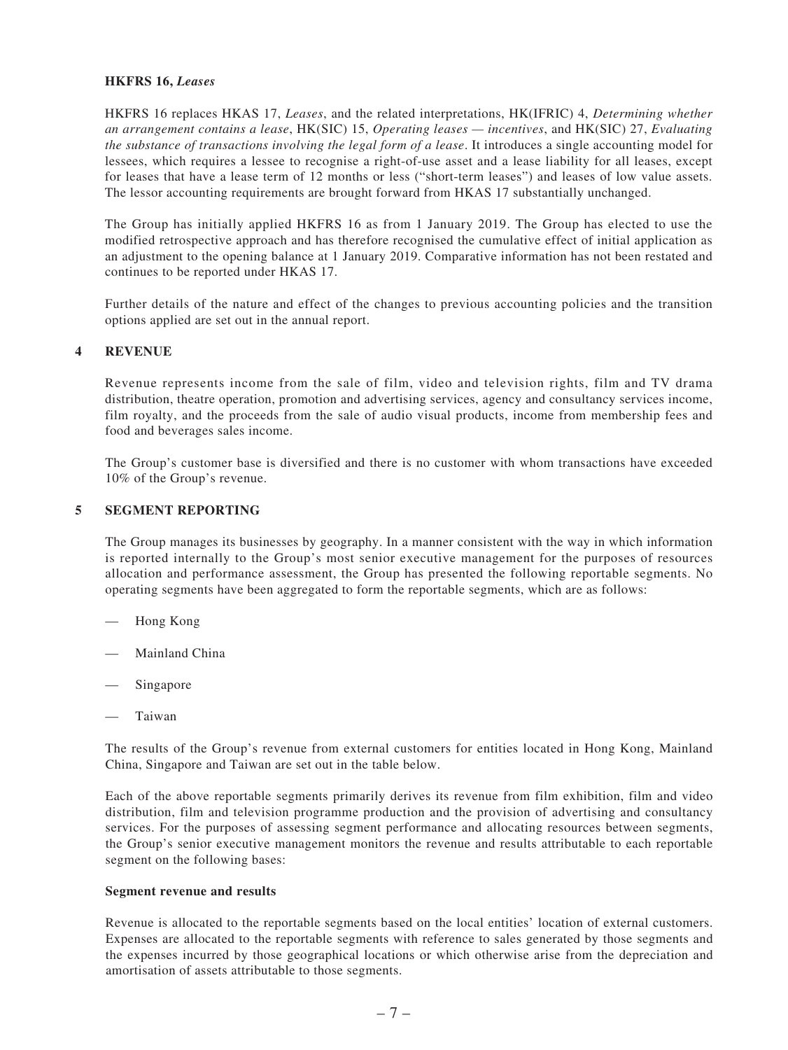**HKFRS 16,** ***Leases***

HKFRS 16 replaces HKAS 17, *Leases*, and the related interpretations, HK(IFRIC) 4, *Determining whether an arrangement contains a lease*, HK(SIC) 15, *Operating leases — incentives*, and HK(SIC) 27, *Evaluating the substance of transactions involving the legal form of a lease*. It introduces a single accounting model for lessees, which requires a lessee to recognise a right-of-use asset and a lease liability for all leases, except for leases that have a lease term of 12 months or less ("short-term leases") and leases of low value assets. The lessor accounting requirements are brought forward from HKAS 17 substantially unchanged.

The Group has initially applied HKFRS 16 as from 1 January 2019. The Group has elected to use the modified retrospective approach and has therefore recognised the cumulative effect of initial application as an adjustment to the opening balance at 1 January 2019. Comparative information has not been restated and continues to be reported under HKAS 17.

Further details of the nature and effect of the changes to previous accounting policies and the transition options applied are set out in the annual report.

## 4 REVENUE

Revenue represents income from the sale of film, video and television rights, film and TV drama distribution, theatre operation, promotion and advertising services, agency and consultancy services income, film royalty, and the proceeds from the sale of audio visual products, income from membership fees and food and beverages sales income.

The Group's customer base is diversified and there is no customer with whom transactions have exceeded 10% of the Group's revenue.

## 5 SEGMENT REPORTING

The Group manages its businesses by geography. In a manner consistent with the way in which information is reported internally to the Group's most senior executive management for the purposes of resources allocation and performance assessment, the Group has presented the following reportable segments. No operating segments have been aggregated to form the reportable segments, which are as follows:

- Hong Kong
- Mainland China
- Singapore
- Taiwan

The results of the Group's revenue from external customers for entities located in Hong Kong, Mainland China, Singapore and Taiwan are set out in the table below.

Each of the above reportable segments primarily derives its revenue from film exhibition, film and video distribution, film and television programme production and the provision of advertising and consultancy services. For the purposes of assessing segment performance and allocating resources between segments, the Group's senior executive management monitors the revenue and results attributable to each reportable segment on the following bases:

**Segment revenue and results**

Revenue is allocated to the reportable segments based on the local entities' location of external customers. Expenses are allocated to the reportable segments with reference to sales generated by those segments and the expenses incurred by those geographical locations or which otherwise arise from the depreciation and amortisation of assets attributable to those segments.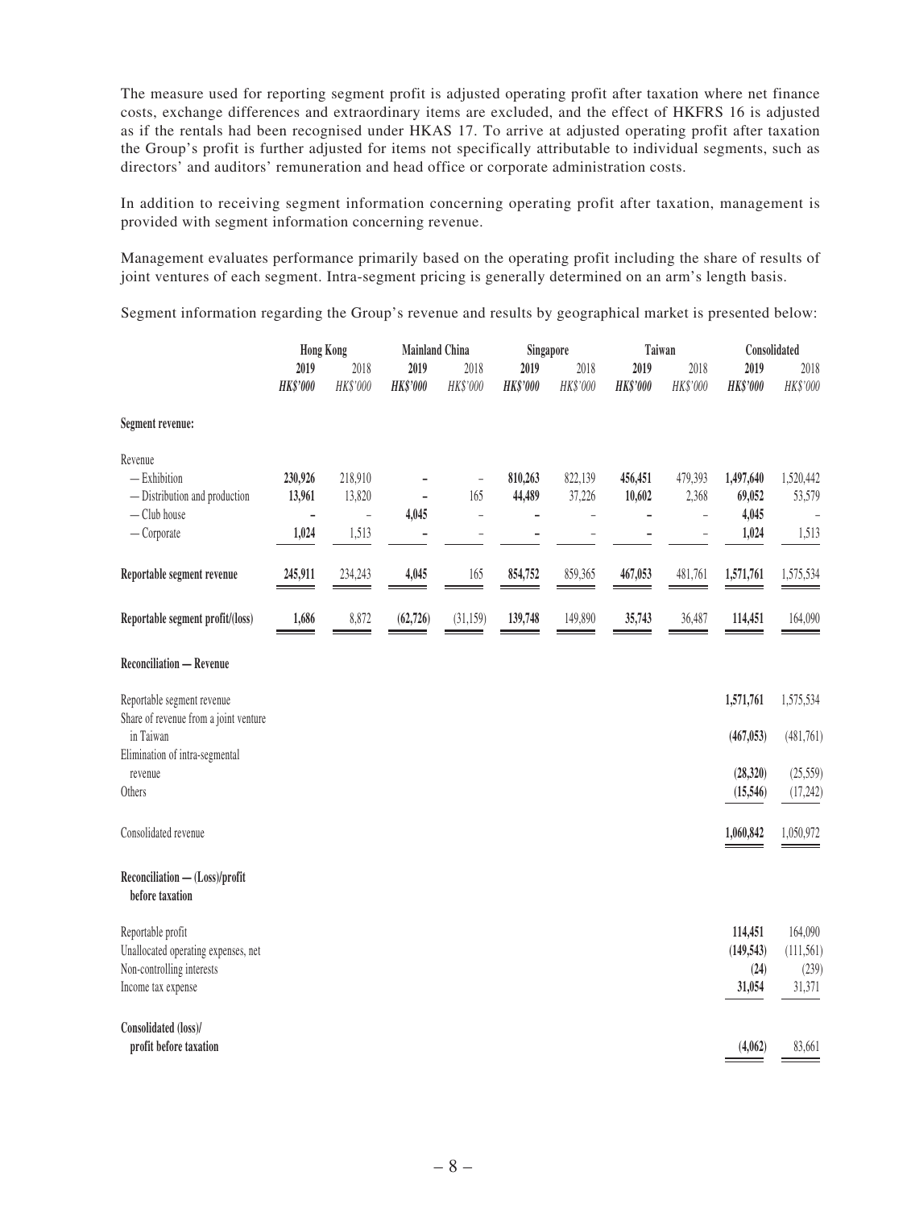The measure used for reporting segment profit is adjusted operating profit after taxation where net finance costs, exchange differences and extraordinary items are excluded, and the effect of HKFRS 16 is adjusted as if the rentals had been recognised under HKAS 17. To arrive at adjusted operating profit after taxation the Group's profit is further adjusted for items not specifically attributable to individual segments, such as directors' and auditors' remuneration and head office or corporate administration costs.

In addition to receiving segment information concerning operating profit after taxation, management is provided with segment information concerning revenue.

Management evaluates performance primarily based on the operating profit including the share of results of joint ventures of each segment. Intra-segment pricing is generally determined on an arm's length basis.

Segment information regarding the Group's revenue and results by geographical market is presented below:

| | Hong Kong | | Mainland China | | Singapore | | Taiwan | | Consolidated | |
|---|---|---|---|---|---|---|---|---|---|---|
| | **2019** | 2018 | **2019** | 2018 | **2019** | 2018 | **2019** | 2018 | **2019** | 2018 |
| | ***HK$'000*** | *HK$'000* | ***HK$'000*** | *HK$'000* | ***HK$'000*** | *HK$'000* | ***HK$'000*** | *HK$'000* | ***HK$'000*** | *HK$'000* |
| **Segment revenue:** | | | | | | | | | | |
| Revenue | | | | | | | | | | |
| — Exhibition | **230,926** | 218,910 | **–** | – | **810,263** | 822,139 | **456,451** | 479,393 | **1,497,640** | 1,520,442 |
| — Distribution and production | **13,961** | 13,820 | **–** | 165 | **44,489** | 37,226 | **10,602** | 2,368 | **69,052** | 53,579 |
| — Club house | **–** | – | **4,045** | – | **–** | – | **–** | – | **4,045** | – |
| — Corporate | **1,024** | 1,513 | **–** | – | **–** | – | **–** | – | **1,024** | 1,513 |
| **Reportable segment revenue** | **245,911** | 234,243 | **4,045** | 165 | **854,752** | 859,365 | **467,053** | 481,761 | **1,571,761** | 1,575,534 |
| **Reportable segment profit/(loss)** | **1,686** | 8,872 | **(62,726)** | (31,159) | **139,748** | 149,890 | **35,743** | 36,487 | **114,451** | 164,090 |
| **Reconciliation — Revenue** | | | | | | | | | | |
| Reportable segment revenue | | | | | | | | | **1,571,761** | 1,575,534 |
| Share of revenue from a joint venture in Taiwan | | | | | | | | | **(467,053)** | (481,761) |
| Elimination of intra-segmental revenue | | | | | | | | | **(28,320)** | (25,559) |
| Others | | | | | | | | | **(15,546)** | (17,242) |
| Consolidated revenue | | | | | | | | | **1,060,842** | 1,050,972 |
| **Reconciliation — (Loss)/profit before taxation** | | | | | | | | | | |
| Reportable profit | | | | | | | | | **114,451** | 164,090 |
| Unallocated operating expenses, net | | | | | | | | | **(149,543)** | (111,561) |
| Non-controlling interests | | | | | | | | | **(24)** | (239) |
| Income tax expense | | | | | | | | | **31,054** | 31,371 |
| **Consolidated (loss)/ profit before taxation** | | | | | | | | | **(4,062)** | 83,661 |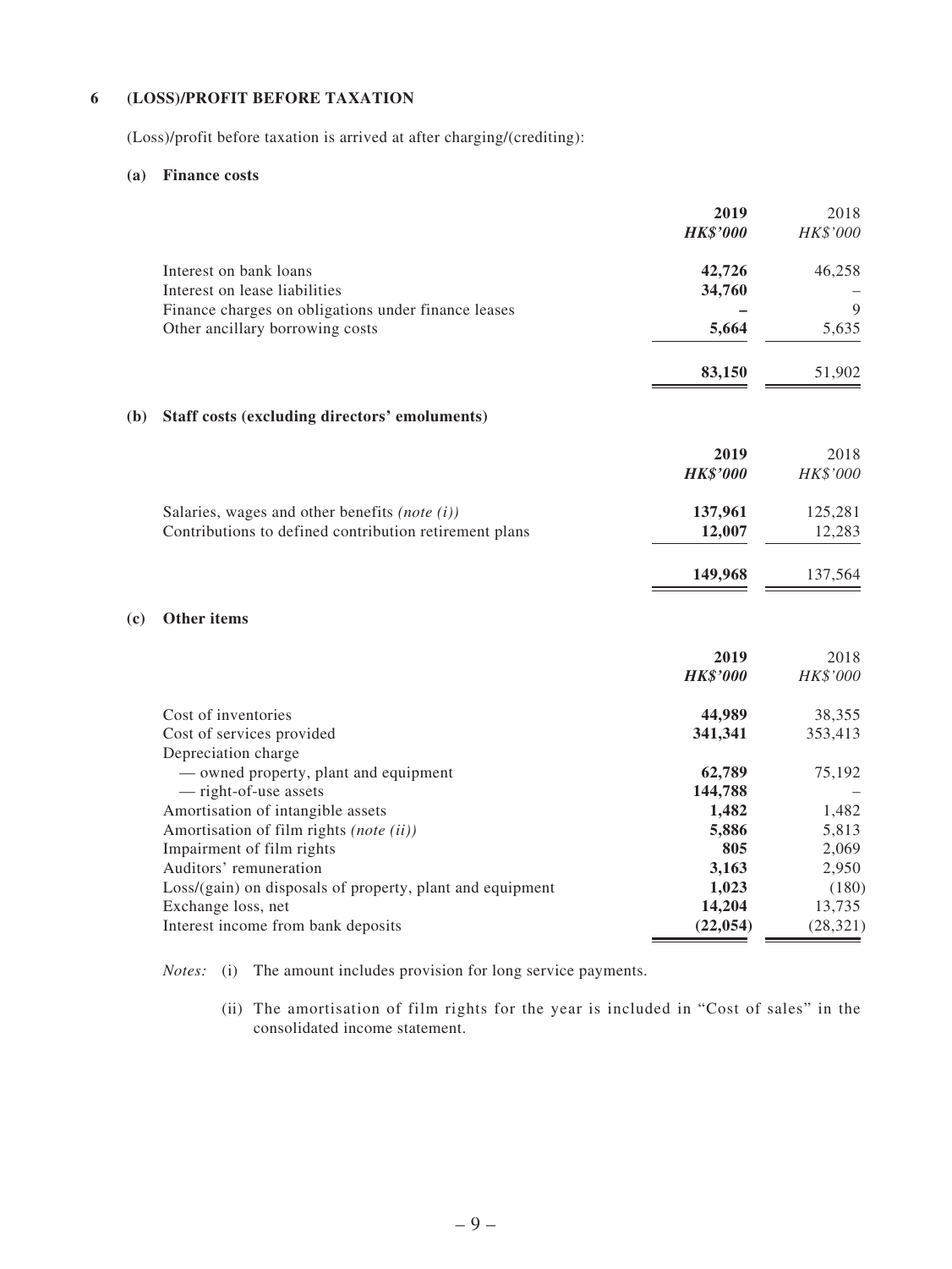## 6 (LOSS)/PROFIT BEFORE TAXATION

(Loss)/profit before taxation is arrived at after charging/(crediting):

### (a) Finance costs

| | **2019** | 2018 |
|---|---|---|
| | ***HK$'000*** | *HK$'000* |
| Interest on bank loans | **42,726** | 46,258 |
| Interest on lease liabilities | **34,760** | – |
| Finance charges on obligations under finance leases | **–** | 9 |
| Other ancillary borrowing costs | **5,664** | 5,635 |
| | **83,150** | 51,902 |

### (b) Staff costs (excluding directors' emoluments)

| | **2019** | 2018 |
|---|---|---|
| | ***HK$'000*** | *HK$'000* |
| Salaries, wages and other benefits *(note (i))* | **137,961** | 125,281 |
| Contributions to defined contribution retirement plans | **12,007** | 12,283 |
| | **149,968** | 137,564 |

### (c) Other items

| | **2019** | 2018 |
|---|---|---|
| | ***HK$'000*** | *HK$'000* |
| Cost of inventories | **44,989** | 38,355 |
| Cost of services provided | **341,341** | 353,413 |
| Depreciation charge | | |
| — owned property, plant and equipment | **62,789** | 75,192 |
| — right-of-use assets | **144,788** | – |
| Amortisation of intangible assets | **1,482** | 1,482 |
| Amortisation of film rights *(note (ii))* | **5,886** | 5,813 |
| Impairment of film rights | **805** | 2,069 |
| Auditors' remuneration | **3,163** | 2,950 |
| Loss/(gain) on disposals of property, plant and equipment | **1,023** | (180) |
| Exchange loss, net | **14,204** | 13,735 |
| Interest income from bank deposits | **(22,054)** | (28,321) |

*Notes:* (i) The amount includes provision for long service payments.

(ii) The amortisation of film rights for the year is included in "Cost of sales" in the consolidated income statement.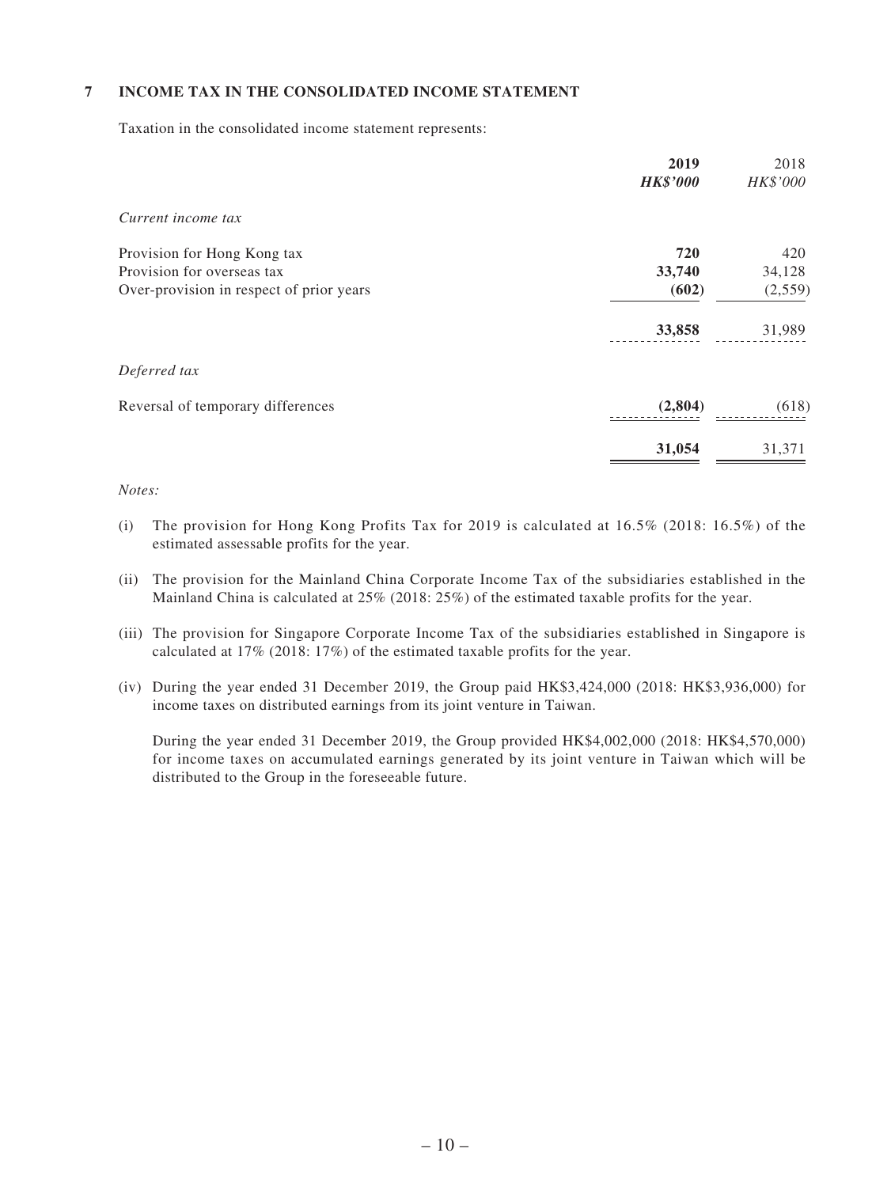## 7 INCOME TAX IN THE CONSOLIDATED INCOME STATEMENT

Taxation in the consolidated income statement represents:

| | **2019** | 2018 |
|---|---|---|
| | ***HK\$'000*** | *HK\$'000* |
| *Current income tax* | | |
| Provision for Hong Kong tax | **720** | 420 |
| Provision for overseas tax | **33,740** | 34,128 |
| Over-provision in respect of prior years | **(602)** | (2,559) |
| | **33,858** | 31,989 |
| *Deferred tax* | | |
| Reversal of temporary differences | **(2,804)** | (618) |
| | **31,054** | 31,371 |

*Notes:*

(i) The provision for Hong Kong Profits Tax for 2019 is calculated at 16.5% (2018: 16.5%) of the estimated assessable profits for the year.

(ii) The provision for the Mainland China Corporate Income Tax of the subsidiaries established in the Mainland China is calculated at 25% (2018: 25%) of the estimated taxable profits for the year.

(iii) The provision for Singapore Corporate Income Tax of the subsidiaries established in Singapore is calculated at 17% (2018: 17%) of the estimated taxable profits for the year.

(iv) During the year ended 31 December 2019, the Group paid HK\$3,424,000 (2018: HK\$3,936,000) for income taxes on distributed earnings from its joint venture in Taiwan.

During the year ended 31 December 2019, the Group provided HK\$4,002,000 (2018: HK\$4,570,000) for income taxes on accumulated earnings generated by its joint venture in Taiwan which will be distributed to the Group in the foreseeable future.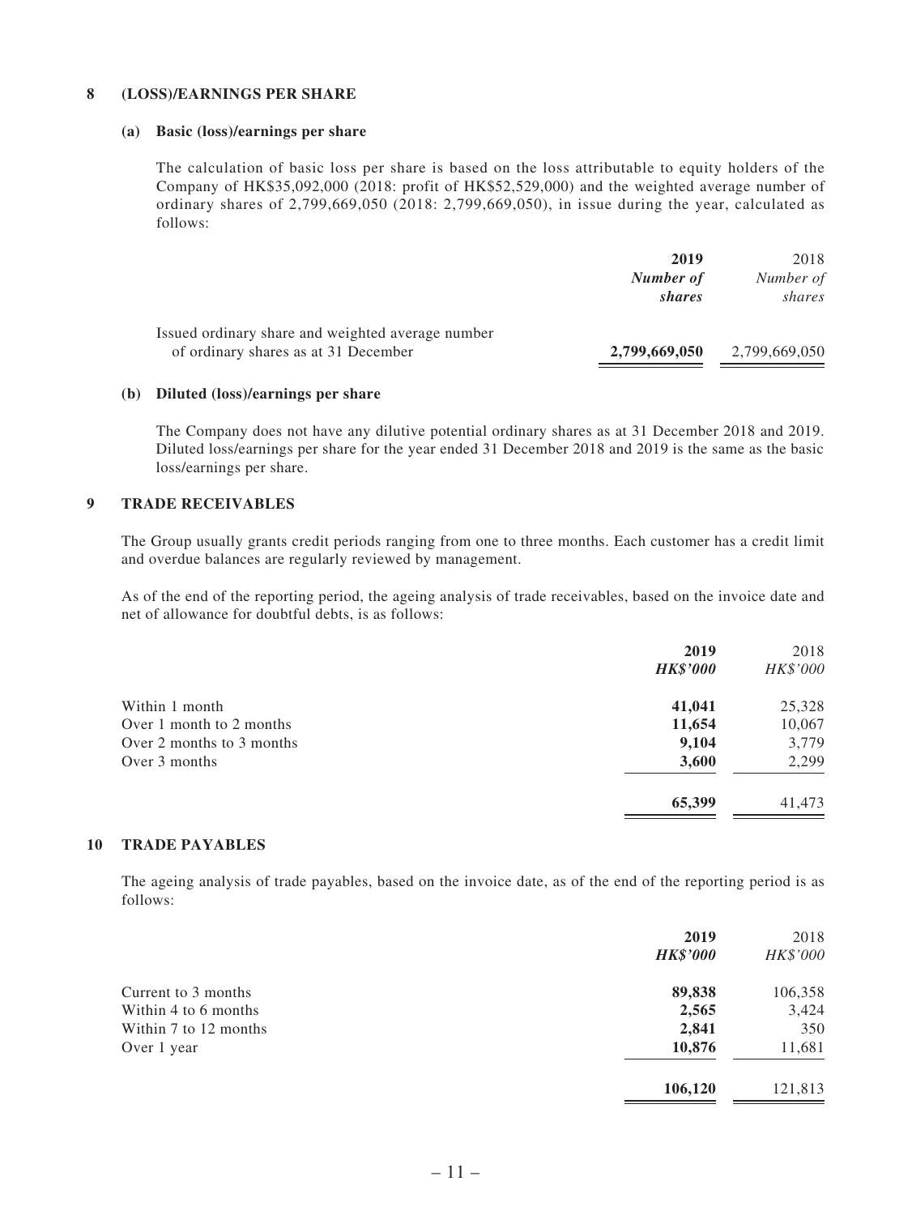## 8 (LOSS)/EARNINGS PER SHARE

### (a) Basic (loss)/earnings per share

The calculation of basic loss per share is based on the loss attributable to equity holders of the Company of HK$35,092,000 (2018: profit of HK$52,529,000) and the weighted average number of ordinary shares of 2,799,669,050 (2018: 2,799,669,050), in issue during the year, calculated as follows:

| | **2019** | 2018 |
|---|---|---|
| | ***Number of shares*** | *Number of shares* |
| Issued ordinary share and weighted average number of ordinary shares as at 31 December | **2,799,669,050** | 2,799,669,050 |

### (b) Diluted (loss)/earnings per share

The Company does not have any dilutive potential ordinary shares as at 31 December 2018 and 2019. Diluted loss/earnings per share for the year ended 31 December 2018 and 2019 is the same as the basic loss/earnings per share.

## 9 TRADE RECEIVABLES

The Group usually grants credit periods ranging from one to three months. Each customer has a credit limit and overdue balances are regularly reviewed by management.

As of the end of the reporting period, the ageing analysis of trade receivables, based on the invoice date and net of allowance for doubtful debts, is as follows:

| | **2019** | 2018 |
|---|---|---|
| | ***HK$'000*** | *HK$'000* |
| Within 1 month | **41,041** | 25,328 |
| Over 1 month to 2 months | **11,654** | 10,067 |
| Over 2 months to 3 months | **9,104** | 3,779 |
| Over 3 months | **3,600** | 2,299 |
| | **65,399** | 41,473 |

## 10 TRADE PAYABLES

The ageing analysis of trade payables, based on the invoice date, as of the end of the reporting period is as follows:

| | **2019** | 2018 |
|---|---|---|
| | ***HK$'000*** | *HK$'000* |
| Current to 3 months | **89,838** | 106,358 |
| Within 4 to 6 months | **2,565** | 3,424 |
| Within 7 to 12 months | **2,841** | 350 |
| Over 1 year | **10,876** | 11,681 |
| | **106,120** | 121,813 |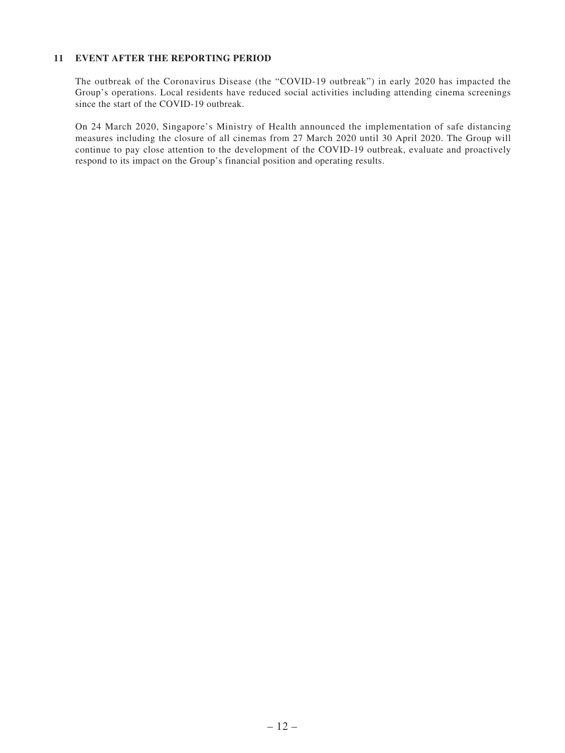## 11 EVENT AFTER THE REPORTING PERIOD

The outbreak of the Coronavirus Disease (the "COVID-19 outbreak") in early 2020 has impacted the Group's operations. Local residents have reduced social activities including attending cinema screenings since the start of the COVID-19 outbreak.

On 24 March 2020, Singapore's Ministry of Health announced the implementation of safe distancing measures including the closure of all cinemas from 27 March 2020 until 30 April 2020. The Group will continue to pay close attention to the development of the COVID-19 outbreak, evaluate and proactively respond to its impact on the Group's financial position and operating results.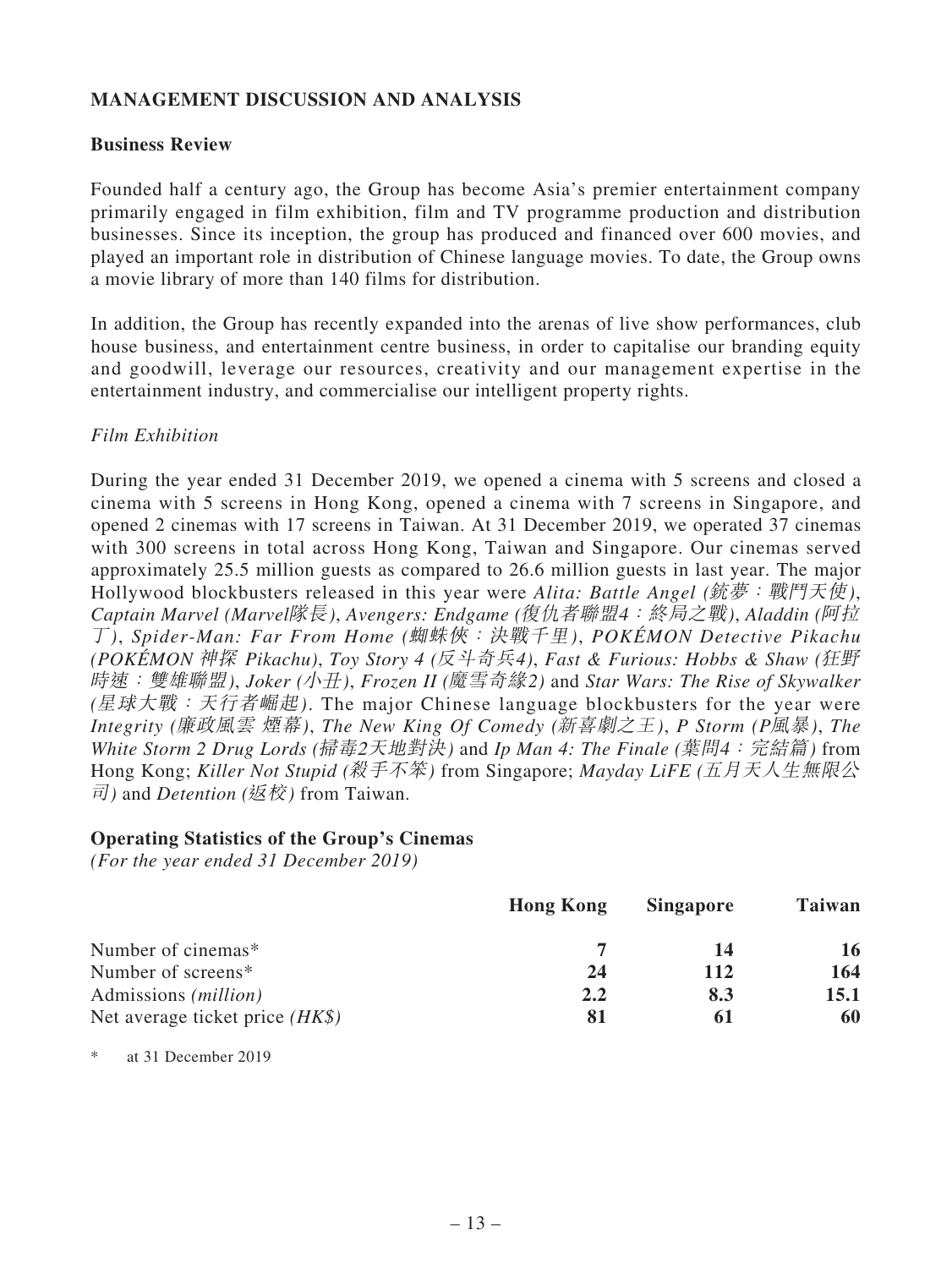## MANAGEMENT DISCUSSION AND ANALYSIS

### Business Review

Founded half a century ago, the Group has become Asia's premier entertainment company primarily engaged in film exhibition, film and TV programme production and distribution businesses. Since its inception, the group has produced and financed over 600 movies, and played an important role in distribution of Chinese language movies. To date, the Group owns a movie library of more than 140 films for distribution.

In addition, the Group has recently expanded into the arenas of live show performances, club house business, and entertainment centre business, in order to capitalise our branding equity and goodwill, leverage our resources, creativity and our management expertise in the entertainment industry, and commercialise our intelligent property rights.

*Film Exhibition*

During the year ended 31 December 2019, we opened a cinema with 5 screens and closed a cinema with 5 screens in Hong Kong, opened a cinema with 7 screens in Singapore, and opened 2 cinemas with 17 screens in Taiwan. At 31 December 2019, we operated 37 cinemas with 300 screens in total across Hong Kong, Taiwan and Singapore. Our cinemas served approximately 25.5 million guests as compared to 26.6 million guests in last year. The major Hollywood blockbusters released in this year were *Alita: Battle Angel (銃夢：戰鬥天使)*, *Captain Marvel (Marvel隊長)*, *Avengers: Endgame (復仇者聯盟4：終局之戰)*, *Aladdin (阿拉丁)*, *Spider-Man: Far From Home (蜘蛛俠：決戰千里)*, *POKÉMON Detective Pikachu (POKÉMON 神探 Pikachu)*, *Toy Story 4 (反斗奇兵4)*, *Fast & Furious: Hobbs & Shaw (狂野時速：雙雄聯盟)*, *Joker (小丑)*, *Frozen II (魔雪奇緣2)* and *Star Wars: The Rise of Skywalker (星球大戰：天行者崛起)*. The major Chinese language blockbusters for the year were *Integrity (廉政風雲 煙幕)*, *The New King Of Comedy (新喜劇之王)*, *P Storm (P風暴)*, *The White Storm 2 Drug Lords (掃毒2天地對決)* and *Ip Man 4: The Finale (葉問4：完結篇)* from Hong Kong; *Killer Not Stupid (殺手不笨)* from Singapore; *Mayday LiFE (五月天人生無限公司)* and *Detention (返校)* from Taiwan.

**Operating Statistics of the Group's Cinemas**
*(For the year ended 31 December 2019)*

| | Hong Kong | Singapore | Taiwan |
|---|---|---|---|
| Number of cinemas* | **7** | **14** | **16** |
| Number of screens* | **24** | **112** | **164** |
| Admissions *(million)* | **2.2** | **8.3** | **15.1** |
| Net average ticket price *(HK$)* | **81** | **61** | **60** |

\* at 31 December 2019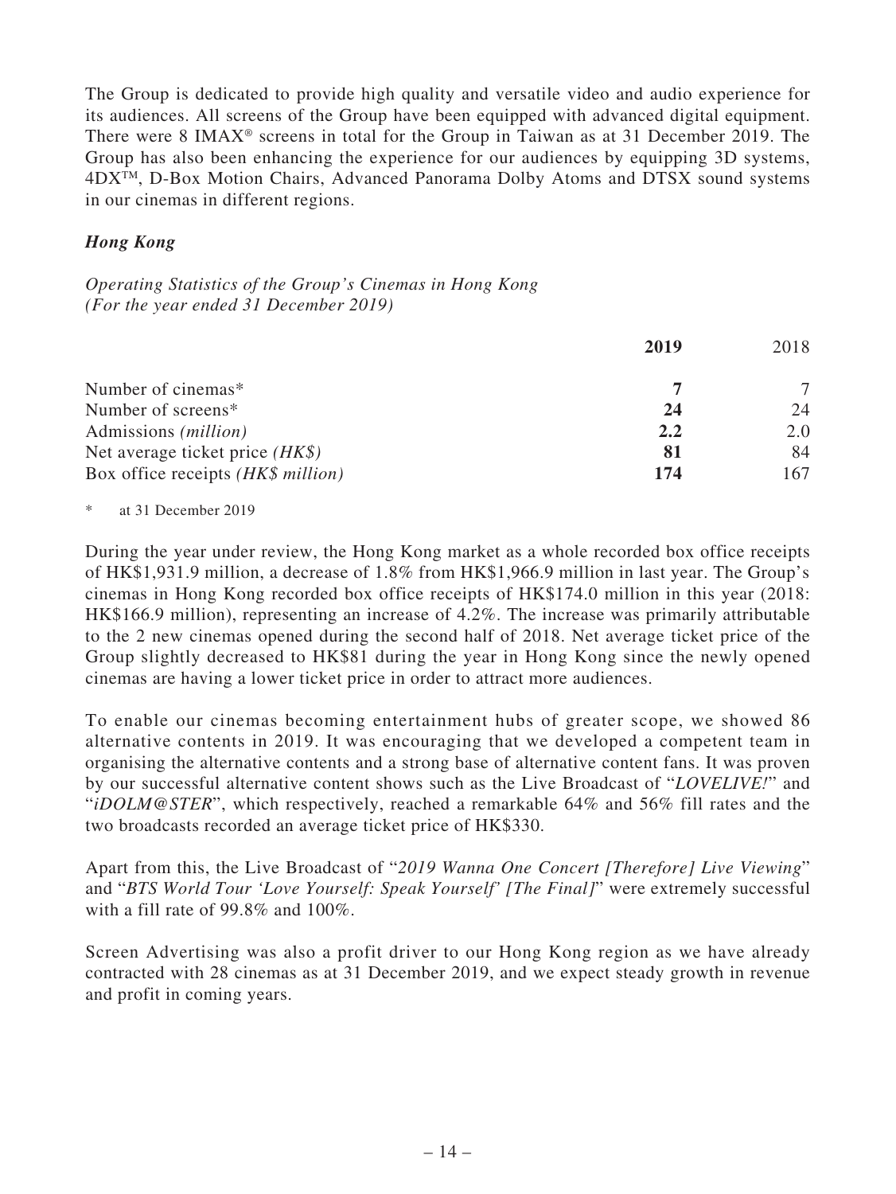The Group is dedicated to provide high quality and versatile video and audio experience for its audiences. All screens of the Group have been equipped with advanced digital equipment. There were 8 IMAX® screens in total for the Group in Taiwan as at 31 December 2019. The Group has also been enhancing the experience for our audiences by equipping 3D systems, 4DX™, D-Box Motion Chairs, Advanced Panorama Dolby Atoms and DTSX sound systems in our cinemas in different regions.

### *Hong Kong*

*Operating Statistics of the Group's Cinemas in Hong Kong*
*(For the year ended 31 December 2019)*

| | **2019** | 2018 |
|---|---|---|
| Number of cinemas* | **7** | 7 |
| Number of screens* | **24** | 24 |
| Admissions *(million)* | **2.2** | 2.0 |
| Net average ticket price *(HK$)* | **81** | 84 |
| Box office receipts *(HK$ million)* | **174** | 167 |

\* at 31 December 2019

During the year under review, the Hong Kong market as a whole recorded box office receipts of HK$1,931.9 million, a decrease of 1.8% from HK$1,966.9 million in last year. The Group's cinemas in Hong Kong recorded box office receipts of HK$174.0 million in this year (2018: HK$166.9 million), representing an increase of 4.2%. The increase was primarily attributable to the 2 new cinemas opened during the second half of 2018. Net average ticket price of the Group slightly decreased to HK$81 during the year in Hong Kong since the newly opened cinemas are having a lower ticket price in order to attract more audiences.

To enable our cinemas becoming entertainment hubs of greater scope, we showed 86 alternative contents in 2019. It was encouraging that we developed a competent team in organising the alternative contents and a strong base of alternative content fans. It was proven by our successful alternative content shows such as the Live Broadcast of "*LOVELIVE!*" and "*iDOLM@STER*", which respectively, reached a remarkable 64% and 56% fill rates and the two broadcasts recorded an average ticket price of HK$330.

Apart from this, the Live Broadcast of "*2019 Wanna One Concert [Therefore] Live Viewing*" and "*BTS World Tour 'Love Yourself: Speak Yourself' [The Final]*" were extremely successful with a fill rate of 99.8% and 100%.

Screen Advertising was also a profit driver to our Hong Kong region as we have already contracted with 28 cinemas as at 31 December 2019, and we expect steady growth in revenue and profit in coming years.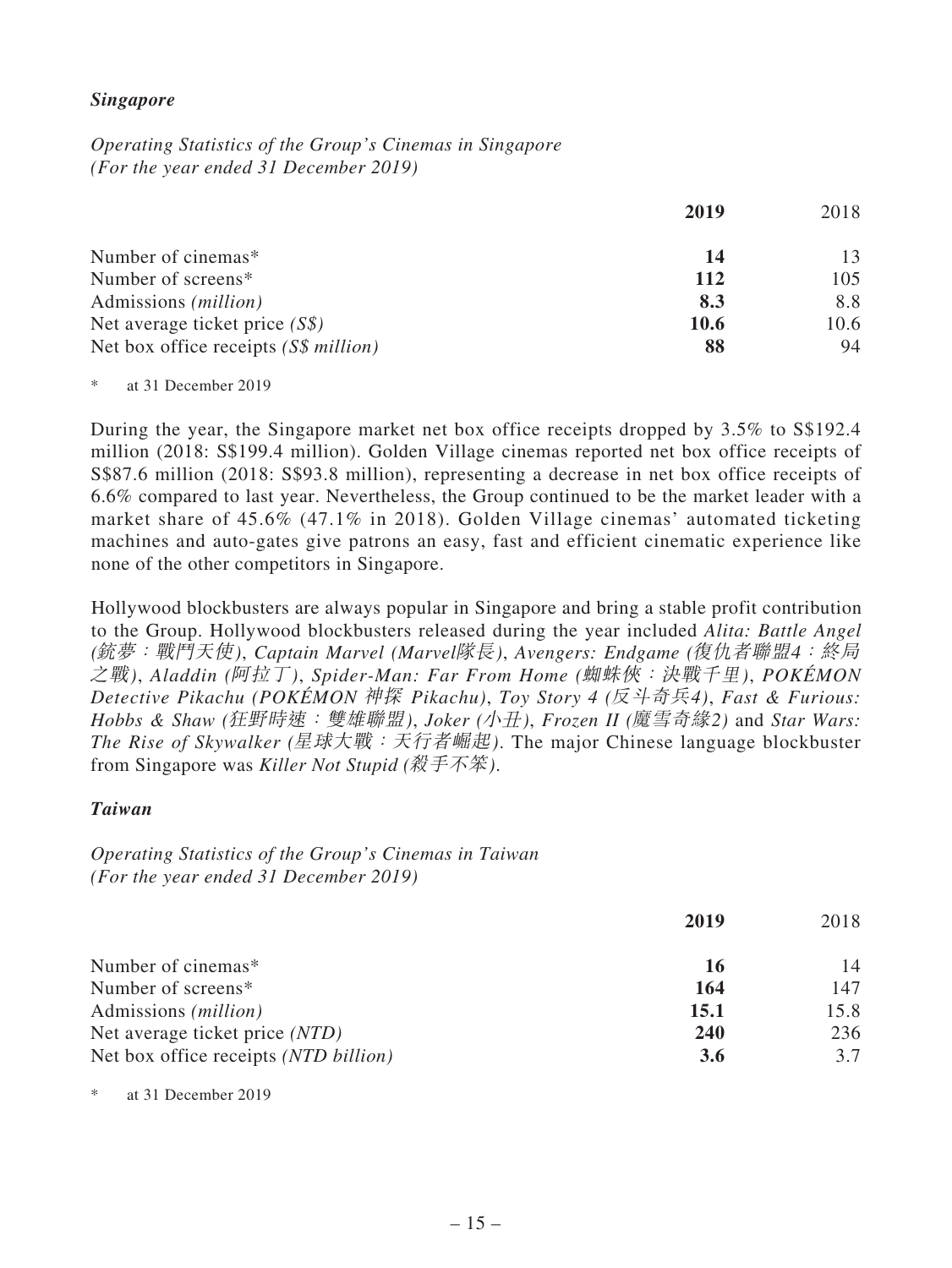***Singapore***

*Operating Statistics of the Group's Cinemas in Singapore*
*(For the year ended 31 December 2019)*

| | **2019** | 2018 |
|---|---|---|
| Number of cinemas* | **14** | 13 |
| Number of screens* | **112** | 105 |
| Admissions *(million)* | **8.3** | 8.8 |
| Net average ticket price *(S$)* | **10.6** | 10.6 |
| Net box office receipts *(S$ million)* | **88** | 94 |

\* at 31 December 2019

During the year, the Singapore market net box office receipts dropped by 3.5% to S$192.4 million (2018: S$199.4 million). Golden Village cinemas reported net box office receipts of S$87.6 million (2018: S$93.8 million), representing a decrease in net box office receipts of 6.6% compared to last year. Nevertheless, the Group continued to be the market leader with a market share of 45.6% (47.1% in 2018). Golden Village cinemas' automated ticketing machines and auto-gates give patrons an easy, fast and efficient cinematic experience like none of the other competitors in Singapore.

Hollywood blockbusters are always popular in Singapore and bring a stable profit contribution to the Group. Hollywood blockbusters released during the year included *Alita: Battle Angel (銃夢：戰鬥天使)*, *Captain Marvel (Marvel隊長)*, *Avengers: Endgame (復仇者聯盟4：終局之戰)*, *Aladdin (阿拉丁)*, *Spider-Man: Far From Home (蜘蛛俠：決戰千里)*, *POKÉMON Detective Pikachu (POKÉMON 神探 Pikachu)*, *Toy Story 4 (反斗奇兵4)*, *Fast & Furious: Hobbs & Shaw (狂野時速：雙雄聯盟)*, *Joker (小丑)*, *Frozen II (魔雪奇緣2)* and *Star Wars: The Rise of Skywalker (星球大戰：天行者崛起)*. The major Chinese language blockbuster from Singapore was *Killer Not Stupid (殺手不笨)*.

***Taiwan***

*Operating Statistics of the Group's Cinemas in Taiwan*
*(For the year ended 31 December 2019)*

| | **2019** | 2018 |
|---|---|---|
| Number of cinemas* | **16** | 14 |
| Number of screens* | **164** | 147 |
| Admissions *(million)* | **15.1** | 15.8 |
| Net average ticket price *(NTD)* | **240** | 236 |
| Net box office receipts *(NTD billion)* | **3.6** | 3.7 |

\* at 31 December 2019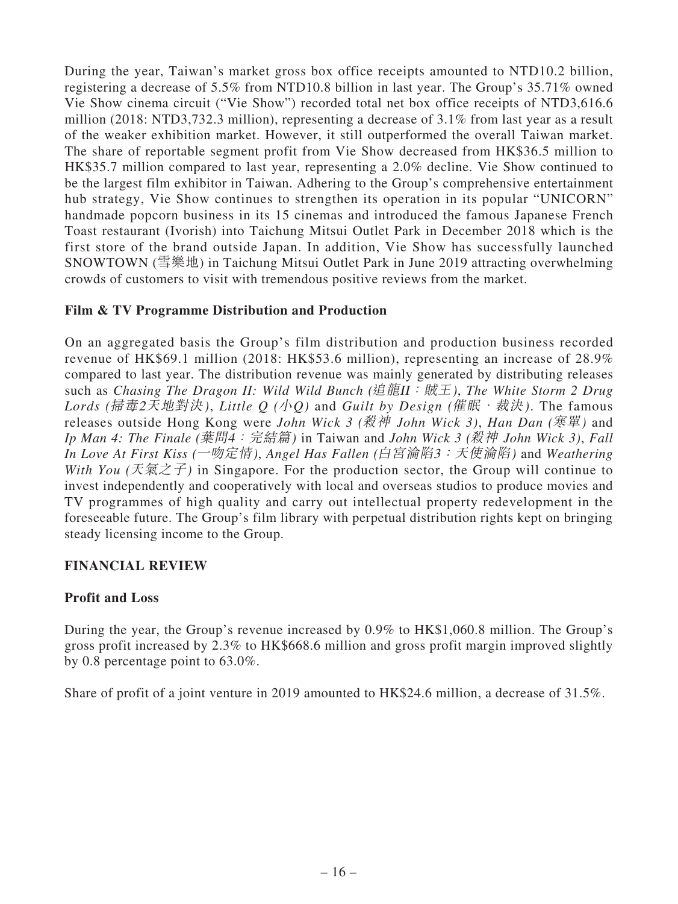During the year, Taiwan's market gross box office receipts amounted to NTD10.2 billion, registering a decrease of 5.5% from NTD10.8 billion in last year. The Group's 35.71% owned Vie Show cinema circuit ("Vie Show") recorded total net box office receipts of NTD3,616.6 million (2018: NTD3,732.3 million), representing a decrease of 3.1% from last year as a result of the weaker exhibition market. However, it still outperformed the overall Taiwan market. The share of reportable segment profit from Vie Show decreased from HK$36.5 million to HK$35.7 million compared to last year, representing a 2.0% decline. Vie Show continued to be the largest film exhibitor in Taiwan. Adhering to the Group's comprehensive entertainment hub strategy, Vie Show continues to strengthen its operation in its popular "UNICORN" handmade popcorn business in its 15 cinemas and introduced the famous Japanese French Toast restaurant (Ivorish) into Taichung Mitsui Outlet Park in December 2018 which is the first store of the brand outside Japan. In addition, Vie Show has successfully launched SNOWTOWN (雪樂地) in Taichung Mitsui Outlet Park in June 2019 attracting overwhelming crowds of customers to visit with tremendous positive reviews from the market.

## Film & TV Programme Distribution and Production

On an aggregated basis the Group's film distribution and production business recorded revenue of HK$69.1 million (2018: HK$53.6 million), representing an increase of 28.9% compared to last year. The distribution revenue was mainly generated by distributing releases such as *Chasing The Dragon II: Wild Wild Bunch (追龍II：賊王)*, *The White Storm 2 Drug Lords (掃毒2天地對決)*, *Little Q (小Q)* and *Guilt by Design (催眠·裁決)*. The famous releases outside Hong Kong were *John Wick 3 (殺神 John Wick 3)*, *Han Dan (寒單)* and *Ip Man 4: The Finale (葉問4：完結篇)* in Taiwan and *John Wick 3 (殺神 John Wick 3)*, *Fall In Love At First Kiss (一吻定情)*, *Angel Has Fallen (白宮淪陷3：天使淪陷)* and *Weathering With You (天氣之子)* in Singapore. For the production sector, the Group will continue to invest independently and cooperatively with local and overseas studios to produce movies and TV programmes of high quality and carry out intellectual property redevelopment in the foreseeable future. The Group's film library with perpetual distribution rights kept on bringing steady licensing income to the Group.

## FINANCIAL REVIEW

### Profit and Loss

During the year, the Group's revenue increased by 0.9% to HK$1,060.8 million. The Group's gross profit increased by 2.3% to HK$668.6 million and gross profit margin improved slightly by 0.8 percentage point to 63.0%.

Share of profit of a joint venture in 2019 amounted to HK$24.6 million, a decrease of 31.5%.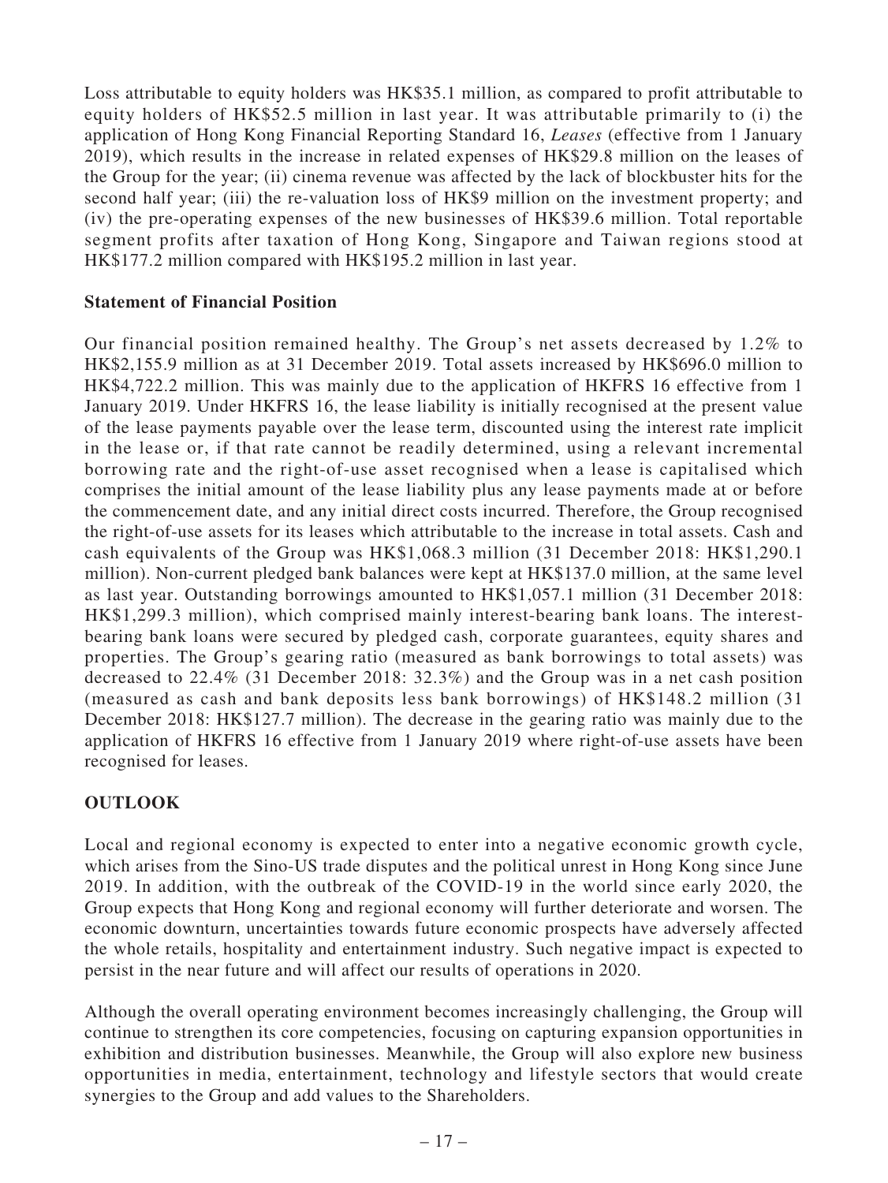Loss attributable to equity holders was HK$35.1 million, as compared to profit attributable to equity holders of HK$52.5 million in last year. It was attributable primarily to (i) the application of Hong Kong Financial Reporting Standard 16, *Leases* (effective from 1 January 2019), which results in the increase in related expenses of HK$29.8 million on the leases of the Group for the year; (ii) cinema revenue was affected by the lack of blockbuster hits for the second half year; (iii) the re-valuation loss of HK$9 million on the investment property; and (iv) the pre-operating expenses of the new businesses of HK$39.6 million. Total reportable segment profits after taxation of Hong Kong, Singapore and Taiwan regions stood at HK$177.2 million compared with HK$195.2 million in last year.

**Statement of Financial Position**

Our financial position remained healthy. The Group's net assets decreased by 1.2% to HK$2,155.9 million as at 31 December 2019. Total assets increased by HK$696.0 million to HK$4,722.2 million. This was mainly due to the application of HKFRS 16 effective from 1 January 2019. Under HKFRS 16, the lease liability is initially recognised at the present value of the lease payments payable over the lease term, discounted using the interest rate implicit in the lease or, if that rate cannot be readily determined, using a relevant incremental borrowing rate and the right-of-use asset recognised when a lease is capitalised which comprises the initial amount of the lease liability plus any lease payments made at or before the commencement date, and any initial direct costs incurred. Therefore, the Group recognised the right-of-use assets for its leases which attributable to the increase in total assets. Cash and cash equivalents of the Group was HK$1,068.3 million (31 December 2018: HK$1,290.1 million). Non-current pledged bank balances were kept at HK$137.0 million, at the same level as last year. Outstanding borrowings amounted to HK$1,057.1 million (31 December 2018: HK$1,299.3 million), which comprised mainly interest-bearing bank loans. The interest-bearing bank loans were secured by pledged cash, corporate guarantees, equity shares and properties. The Group's gearing ratio (measured as bank borrowings to total assets) was decreased to 22.4% (31 December 2018: 32.3%) and the Group was in a net cash position (measured as cash and bank deposits less bank borrowings) of HK$148.2 million (31 December 2018: HK$127.7 million). The decrease in the gearing ratio was mainly due to the application of HKFRS 16 effective from 1 January 2019 where right-of-use assets have been recognised for leases.

## OUTLOOK

Local and regional economy is expected to enter into a negative economic growth cycle, which arises from the Sino-US trade disputes and the political unrest in Hong Kong since June 2019. In addition, with the outbreak of the COVID-19 in the world since early 2020, the Group expects that Hong Kong and regional economy will further deteriorate and worsen. The economic downturn, uncertainties towards future economic prospects have adversely affected the whole retails, hospitality and entertainment industry. Such negative impact is expected to persist in the near future and will affect our results of operations in 2020.

Although the overall operating environment becomes increasingly challenging, the Group will continue to strengthen its core competencies, focusing on capturing expansion opportunities in exhibition and distribution businesses. Meanwhile, the Group will also explore new business opportunities in media, entertainment, technology and lifestyle sectors that would create synergies to the Group and add values to the Shareholders.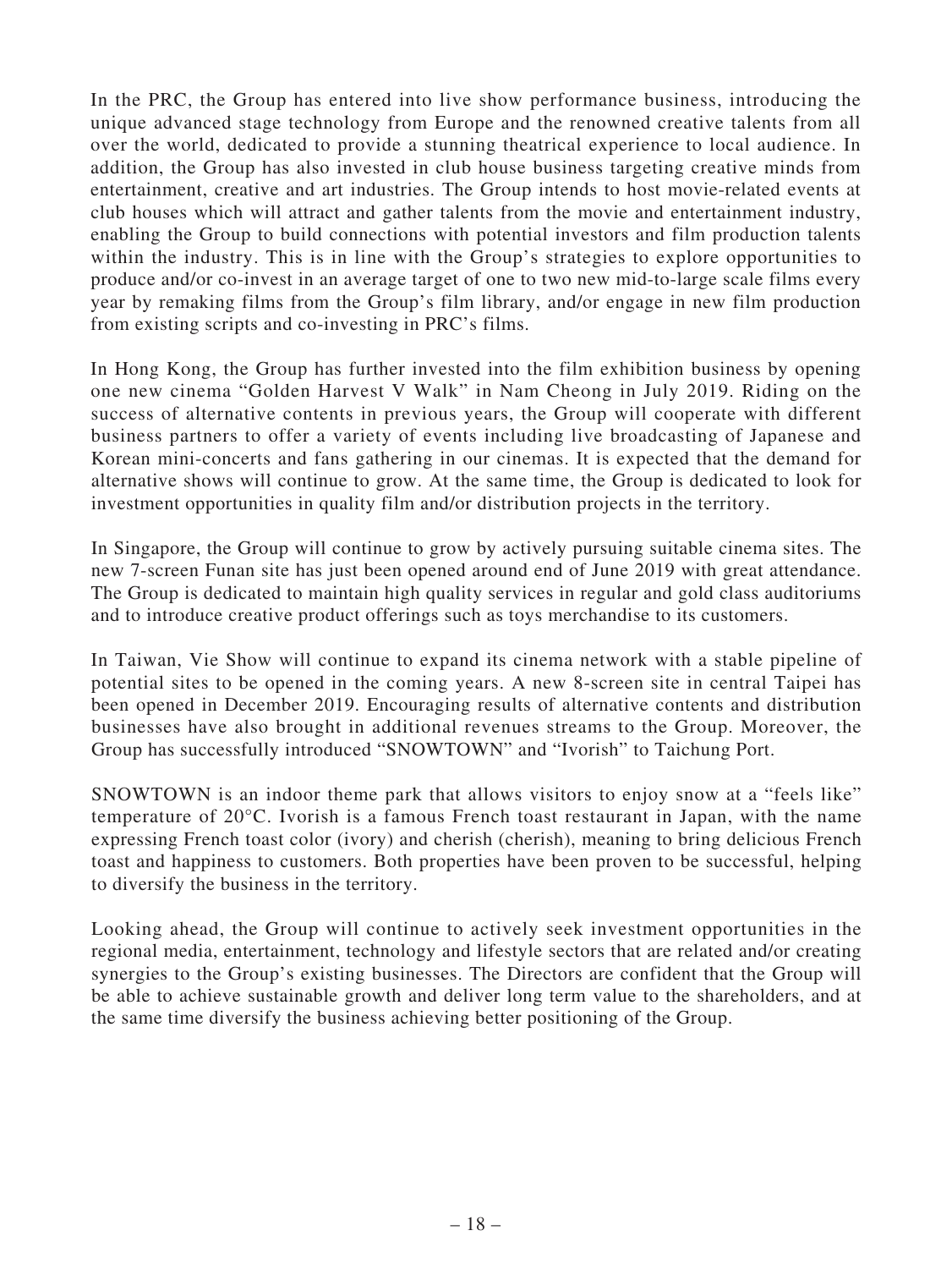In the PRC, the Group has entered into live show performance business, introducing the unique advanced stage technology from Europe and the renowned creative talents from all over the world, dedicated to provide a stunning theatrical experience to local audience. In addition, the Group has also invested in club house business targeting creative minds from entertainment, creative and art industries. The Group intends to host movie-related events at club houses which will attract and gather talents from the movie and entertainment industry, enabling the Group to build connections with potential investors and film production talents within the industry. This is in line with the Group's strategies to explore opportunities to produce and/or co-invest in an average target of one to two new mid-to-large scale films every year by remaking films from the Group's film library, and/or engage in new film production from existing scripts and co-investing in PRC's films.

In Hong Kong, the Group has further invested into the film exhibition business by opening one new cinema "Golden Harvest V Walk" in Nam Cheong in July 2019. Riding on the success of alternative contents in previous years, the Group will cooperate with different business partners to offer a variety of events including live broadcasting of Japanese and Korean mini-concerts and fans gathering in our cinemas. It is expected that the demand for alternative shows will continue to grow. At the same time, the Group is dedicated to look for investment opportunities in quality film and/or distribution projects in the territory.

In Singapore, the Group will continue to grow by actively pursuing suitable cinema sites. The new 7-screen Funan site has just been opened around end of June 2019 with great attendance. The Group is dedicated to maintain high quality services in regular and gold class auditoriums and to introduce creative product offerings such as toys merchandise to its customers.

In Taiwan, Vie Show will continue to expand its cinema network with a stable pipeline of potential sites to be opened in the coming years. A new 8-screen site in central Taipei has been opened in December 2019. Encouraging results of alternative contents and distribution businesses have also brought in additional revenues streams to the Group. Moreover, the Group has successfully introduced "SNOWTOWN" and "Ivorish" to Taichung Port.

SNOWTOWN is an indoor theme park that allows visitors to enjoy snow at a "feels like" temperature of 20°C. Ivorish is a famous French toast restaurant in Japan, with the name expressing French toast color (ivory) and cherish (cherish), meaning to bring delicious French toast and happiness to customers. Both properties have been proven to be successful, helping to diversify the business in the territory.

Looking ahead, the Group will continue to actively seek investment opportunities in the regional media, entertainment, technology and lifestyle sectors that are related and/or creating synergies to the Group's existing businesses. The Directors are confident that the Group will be able to achieve sustainable growth and deliver long term value to the shareholders, and at the same time diversify the business achieving better positioning of the Group.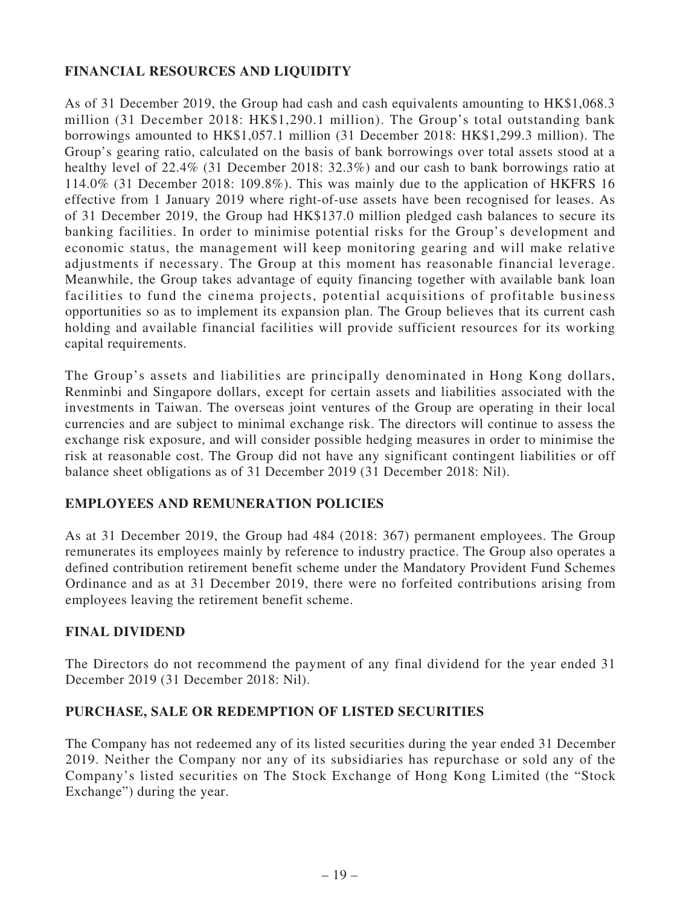## FINANCIAL RESOURCES AND LIQUIDITY

As of 31 December 2019, the Group had cash and cash equivalents amounting to HK$1,068.3 million (31 December 2018: HK$1,290.1 million). The Group's total outstanding bank borrowings amounted to HK$1,057.1 million (31 December 2018: HK$1,299.3 million). The Group's gearing ratio, calculated on the basis of bank borrowings over total assets stood at a healthy level of 22.4% (31 December 2018: 32.3%) and our cash to bank borrowings ratio at 114.0% (31 December 2018: 109.8%). This was mainly due to the application of HKFRS 16 effective from 1 January 2019 where right-of-use assets have been recognised for leases. As of 31 December 2019, the Group had HK$137.0 million pledged cash balances to secure its banking facilities. In order to minimise potential risks for the Group's development and economic status, the management will keep monitoring gearing and will make relative adjustments if necessary. The Group at this moment has reasonable financial leverage. Meanwhile, the Group takes advantage of equity financing together with available bank loan facilities to fund the cinema projects, potential acquisitions of profitable business opportunities so as to implement its expansion plan. The Group believes that its current cash holding and available financial facilities will provide sufficient resources for its working capital requirements.

The Group's assets and liabilities are principally denominated in Hong Kong dollars, Renminbi and Singapore dollars, except for certain assets and liabilities associated with the investments in Taiwan. The overseas joint ventures of the Group are operating in their local currencies and are subject to minimal exchange risk. The directors will continue to assess the exchange risk exposure, and will consider possible hedging measures in order to minimise the risk at reasonable cost. The Group did not have any significant contingent liabilities or off balance sheet obligations as of 31 December 2019 (31 December 2018: Nil).

## EMPLOYEES AND REMUNERATION POLICIES

As at 31 December 2019, the Group had 484 (2018: 367) permanent employees. The Group remunerates its employees mainly by reference to industry practice. The Group also operates a defined contribution retirement benefit scheme under the Mandatory Provident Fund Schemes Ordinance and as at 31 December 2019, there were no forfeited contributions arising from employees leaving the retirement benefit scheme.

## FINAL DIVIDEND

The Directors do not recommend the payment of any final dividend for the year ended 31 December 2019 (31 December 2018: Nil).

## PURCHASE, SALE OR REDEMPTION OF LISTED SECURITIES

The Company has not redeemed any of its listed securities during the year ended 31 December 2019. Neither the Company nor any of its subsidiaries has repurchase or sold any of the Company's listed securities on The Stock Exchange of Hong Kong Limited (the "Stock Exchange") during the year.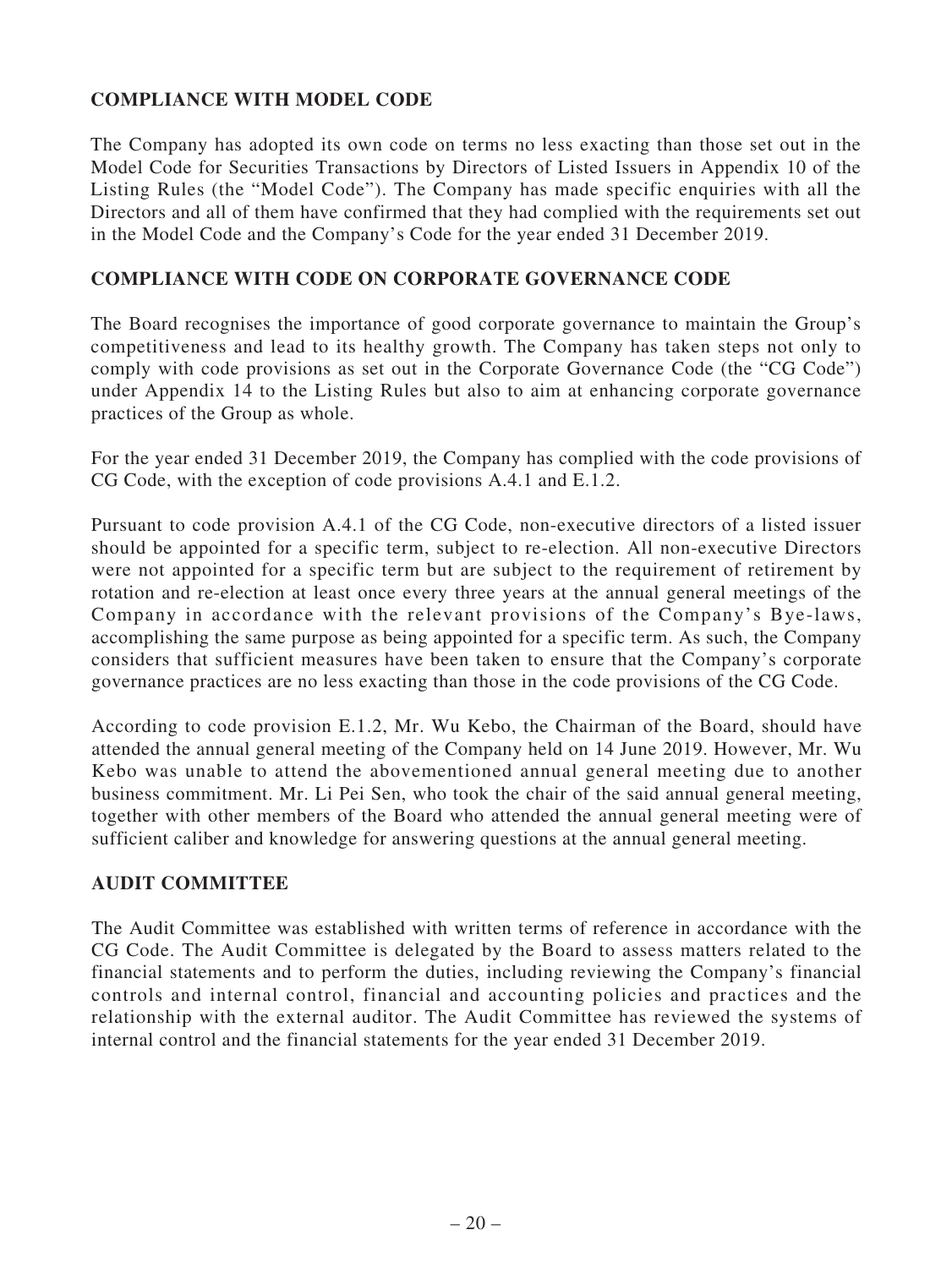## COMPLIANCE WITH MODEL CODE

The Company has adopted its own code on terms no less exacting than those set out in the Model Code for Securities Transactions by Directors of Listed Issuers in Appendix 10 of the Listing Rules (the "Model Code"). The Company has made specific enquiries with all the Directors and all of them have confirmed that they had complied with the requirements set out in the Model Code and the Company's Code for the year ended 31 December 2019.

## COMPLIANCE WITH CODE ON CORPORATE GOVERNANCE CODE

The Board recognises the importance of good corporate governance to maintain the Group's competitiveness and lead to its healthy growth. The Company has taken steps not only to comply with code provisions as set out in the Corporate Governance Code (the "CG Code") under Appendix 14 to the Listing Rules but also to aim at enhancing corporate governance practices of the Group as whole.

For the year ended 31 December 2019, the Company has complied with the code provisions of CG Code, with the exception of code provisions A.4.1 and E.1.2.

Pursuant to code provision A.4.1 of the CG Code, non-executive directors of a listed issuer should be appointed for a specific term, subject to re-election. All non-executive Directors were not appointed for a specific term but are subject to the requirement of retirement by rotation and re-election at least once every three years at the annual general meetings of the Company in accordance with the relevant provisions of the Company's Bye-laws, accomplishing the same purpose as being appointed for a specific term. As such, the Company considers that sufficient measures have been taken to ensure that the Company's corporate governance practices are no less exacting than those in the code provisions of the CG Code.

According to code provision E.1.2, Mr. Wu Kebo, the Chairman of the Board, should have attended the annual general meeting of the Company held on 14 June 2019. However, Mr. Wu Kebo was unable to attend the abovementioned annual general meeting due to another business commitment. Mr. Li Pei Sen, who took the chair of the said annual general meeting, together with other members of the Board who attended the annual general meeting were of sufficient caliber and knowledge for answering questions at the annual general meeting.

## AUDIT COMMITTEE

The Audit Committee was established with written terms of reference in accordance with the CG Code. The Audit Committee is delegated by the Board to assess matters related to the financial statements and to perform the duties, including reviewing the Company's financial controls and internal control, financial and accounting policies and practices and the relationship with the external auditor. The Audit Committee has reviewed the systems of internal control and the financial statements for the year ended 31 December 2019.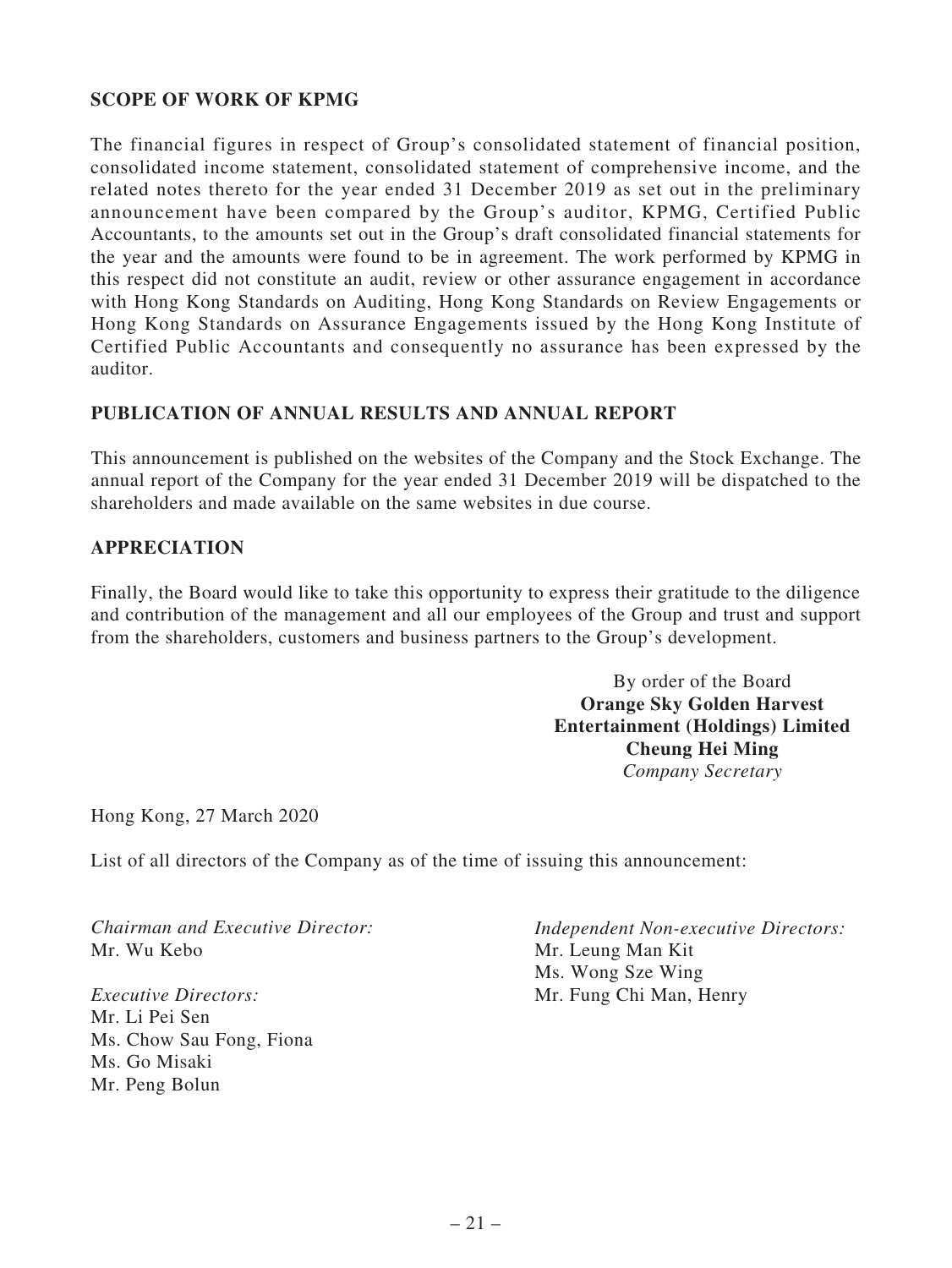## SCOPE OF WORK OF KPMG

The financial figures in respect of Group's consolidated statement of financial position, consolidated income statement, consolidated statement of comprehensive income, and the related notes thereto for the year ended 31 December 2019 as set out in the preliminary announcement have been compared by the Group's auditor, KPMG, Certified Public Accountants, to the amounts set out in the Group's draft consolidated financial statements for the year and the amounts were found to be in agreement. The work performed by KPMG in this respect did not constitute an audit, review or other assurance engagement in accordance with Hong Kong Standards on Auditing, Hong Kong Standards on Review Engagements or Hong Kong Standards on Assurance Engagements issued by the Hong Kong Institute of Certified Public Accountants and consequently no assurance has been expressed by the auditor.

## PUBLICATION OF ANNUAL RESULTS AND ANNUAL REPORT

This announcement is published on the websites of the Company and the Stock Exchange. The annual report of the Company for the year ended 31 December 2019 will be dispatched to the shareholders and made available on the same websites in due course.

## APPRECIATION

Finally, the Board would like to take this opportunity to express their gratitude to the diligence and contribution of the management and all our employees of the Group and trust and support from the shareholders, customers and business partners to the Group's development.

By order of the Board
**Orange Sky Golden Harvest Entertainment (Holdings) Limited**
**Cheung Hei Ming**
*Company Secretary*

Hong Kong, 27 March 2020

List of all directors of the Company as of the time of issuing this announcement:

*Chairman and Executive Director:*
Mr. Wu Kebo

*Executive Directors:*
Mr. Li Pei Sen
Ms. Chow Sau Fong, Fiona
Ms. Go Misaki
Mr. Peng Bolun

*Independent Non-executive Directors:*
Mr. Leung Man Kit
Ms. Wong Sze Wing
Mr. Fung Chi Man, Henry